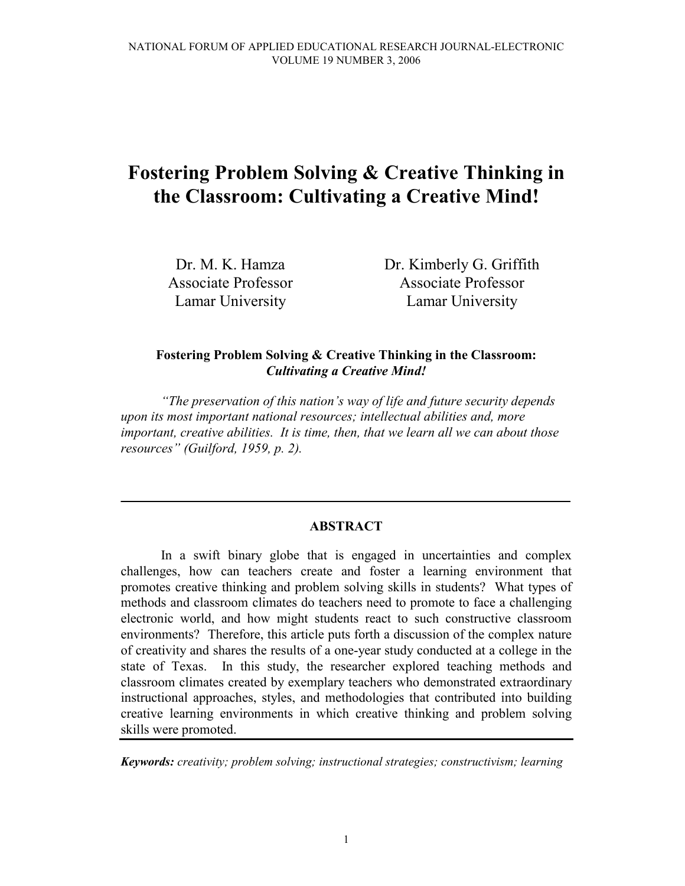# Fostering Problem Solving & Creative Thinking in the Classroom: Cultivating a Creative Mind!

Dr. M. K. Hamza
Associate Professor
Lamar University

Dr. Kimberly G. Griffith
Associate Professor
Lamar University

**Fostering Problem Solving & Creative Thinking in the Classroom:**
***Cultivating a Creative Mind!***

*"The preservation of this nation's way of life and future security depends upon its most important national resources; intellectual abilities and, more important, creative abilities. It is time, then, that we learn all we can about those resources" (Guilford, 1959, p. 2).*

---

## ABSTRACT

In a swift binary globe that is engaged in uncertainties and complex challenges, how can teachers create and foster a learning environment that promotes creative thinking and problem solving skills in students? What types of methods and classroom climates do teachers need to promote to face a challenging electronic world, and how might students react to such constructive classroom environments? Therefore, this article puts forth a discussion of the complex nature of creativity and shares the results of a one-year study conducted at a college in the state of Texas. In this study, the researcher explored teaching methods and classroom climates created by exemplary teachers who demonstrated extraordinary instructional approaches, styles, and methodologies that contributed into building creative learning environments in which creative thinking and problem solving skills were promoted.

***Keywords:*** *creativity; problem solving; instructional strategies; constructivism; learning*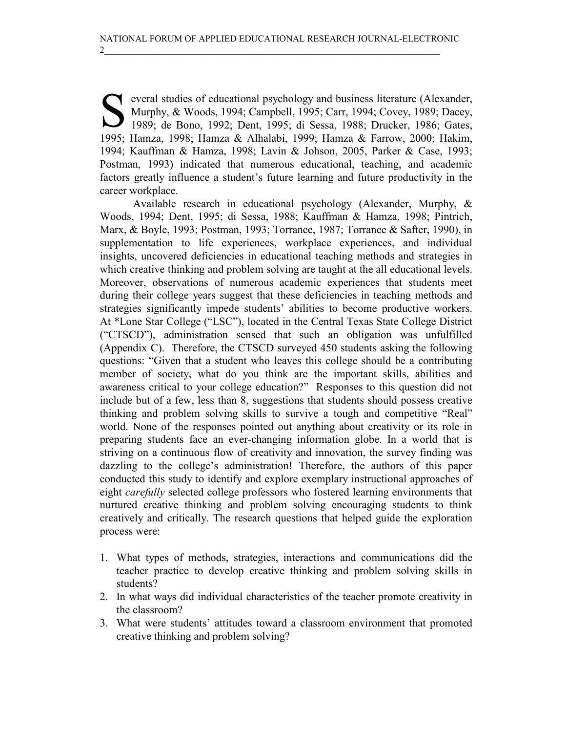Several studies of educational psychology and business literature (Alexander, Murphy, & Woods, 1994; Campbell, 1995; Carr, 1994; Covey, 1989; Dacey, 1989; de Bono, 1992; Dent, 1995; di Sessa, 1988; Drucker, 1986; Gates, 1995; Hamza, 1998; Hamza & Alhalabi, 1999; Hamza & Farrow, 2000; Hakim, 1994; Kauffman & Hamza, 1998; Lavin & Johson, 2005, Parker & Case, 1993; Postman, 1993) indicated that numerous educational, teaching, and academic factors greatly influence a student's future learning and future productivity in the career workplace.

Available research in educational psychology (Alexander, Murphy, & Woods, 1994; Dent, 1995; di Sessa, 1988; Kauffman & Hamza, 1998; Pintrich, Marx, & Boyle, 1993; Postman, 1993; Torrance, 1987; Torrance & Safter, 1990), in supplementation to life experiences, workplace experiences, and individual insights, uncovered deficiencies in educational teaching methods and strategies in which creative thinking and problem solving are taught at the all educational levels. Moreover, observations of numerous academic experiences that students meet during their college years suggest that these deficiencies in teaching methods and strategies significantly impede students' abilities to become productive workers. At *Lone Star College ("LSC"), located in the Central Texas State College District ("CTSCD"), administration sensed that such an obligation was unfulfilled (Appendix C). Therefore, the CTSCD surveyed 450 students asking the following questions: "Given that a student who leaves this college should be a contributing member of society, what do you think are the important skills, abilities and awareness critical to your college education?" Responses to this question did not include but of a few, less than 8, suggestions that students should possess creative thinking and problem solving skills to survive a tough and competitive "Real" world. None of the responses pointed out anything about creativity or its role in preparing students face an ever-changing information globe. In a world that is striving on a continuous flow of creativity and innovation, the survey finding was dazzling to the college's administration! Therefore, the authors of this paper conducted this study to identify and explore exemplary instructional approaches of eight *carefully* selected college professors who fostered learning environments that nurtured creative thinking and problem solving encouraging students to think creatively and critically. The research questions that helped guide the exploration process were:

1. What types of methods, strategies, interactions and communications did the teacher practice to develop creative thinking and problem solving skills in students?
2. In what ways did individual characteristics of the teacher promote creativity in the classroom?
3. What were students' attitudes toward a classroom environment that promoted creative thinking and problem solving?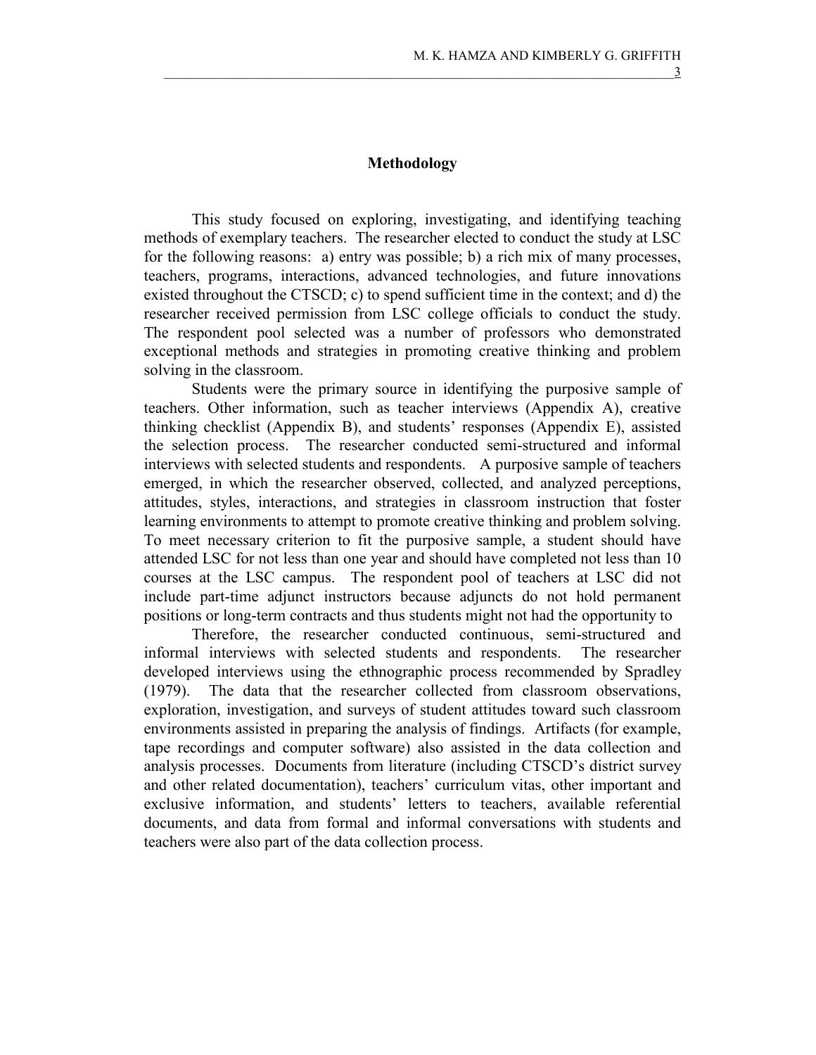## Methodology

This study focused on exploring, investigating, and identifying teaching methods of exemplary teachers. The researcher elected to conduct the study at LSC for the following reasons: a) entry was possible; b) a rich mix of many processes, teachers, programs, interactions, advanced technologies, and future innovations existed throughout the CTSCD; c) to spend sufficient time in the context; and d) the researcher received permission from LSC college officials to conduct the study. The respondent pool selected was a number of professors who demonstrated exceptional methods and strategies in promoting creative thinking and problem solving in the classroom.

Students were the primary source in identifying the purposive sample of teachers. Other information, such as teacher interviews (Appendix A), creative thinking checklist (Appendix B), and students' responses (Appendix E), assisted the selection process. The researcher conducted semi-structured and informal interviews with selected students and respondents. A purposive sample of teachers emerged, in which the researcher observed, collected, and analyzed perceptions, attitudes, styles, interactions, and strategies in classroom instruction that foster learning environments to attempt to promote creative thinking and problem solving. To meet necessary criterion to fit the purposive sample, a student should have attended LSC for not less than one year and should have completed not less than 10 courses at the LSC campus. The respondent pool of teachers at LSC did not include part-time adjunct instructors because adjuncts do not hold permanent positions or long-term contracts and thus students might not had the opportunity to

Therefore, the researcher conducted continuous, semi-structured and informal interviews with selected students and respondents. The researcher developed interviews using the ethnographic process recommended by Spradley (1979). The data that the researcher collected from classroom observations, exploration, investigation, and surveys of student attitudes toward such classroom environments assisted in preparing the analysis of findings. Artifacts (for example, tape recordings and computer software) also assisted in the data collection and analysis processes. Documents from literature (including CTSCD's district survey and other related documentation), teachers' curriculum vitas, other important and exclusive information, and students' letters to teachers, available referential documents, and data from formal and informal conversations with students and teachers were also part of the data collection process.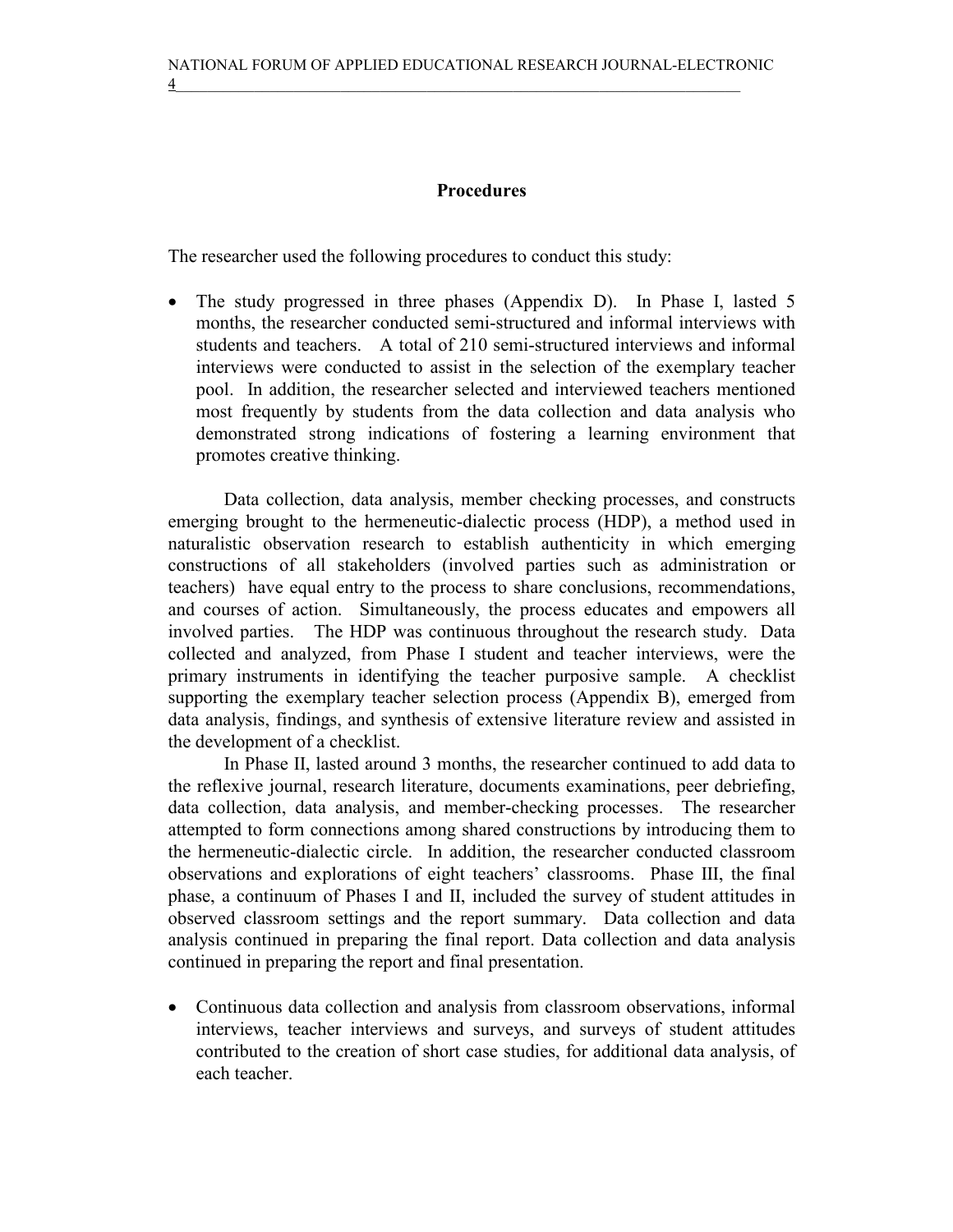## Procedures

The researcher used the following procedures to conduct this study:

- The study progressed in three phases (Appendix D). In Phase I, lasted 5 months, the researcher conducted semi-structured and informal interviews with students and teachers. A total of 210 semi-structured interviews and informal interviews were conducted to assist in the selection of the exemplary teacher pool. In addition, the researcher selected and interviewed teachers mentioned most frequently by students from the data collection and data analysis who demonstrated strong indications of fostering a learning environment that promotes creative thinking.

Data collection, data analysis, member checking processes, and constructs emerging brought to the hermeneutic-dialectic process (HDP), a method used in naturalistic observation research to establish authenticity in which emerging constructions of all stakeholders (involved parties such as administration or teachers) have equal entry to the process to share conclusions, recommendations, and courses of action. Simultaneously, the process educates and empowers all involved parties. The HDP was continuous throughout the research study. Data collected and analyzed, from Phase I student and teacher interviews, were the primary instruments in identifying the teacher purposive sample. A checklist supporting the exemplary teacher selection process (Appendix B), emerged from data analysis, findings, and synthesis of extensive literature review and assisted in the development of a checklist.

In Phase II, lasted around 3 months, the researcher continued to add data to the reflexive journal, research literature, documents examinations, peer debriefing, data collection, data analysis, and member-checking processes. The researcher attempted to form connections among shared constructions by introducing them to the hermeneutic-dialectic circle. In addition, the researcher conducted classroom observations and explorations of eight teachers' classrooms. Phase III, the final phase, a continuum of Phases I and II, included the survey of student attitudes in observed classroom settings and the report summary. Data collection and data analysis continued in preparing the final report. Data collection and data analysis continued in preparing the report and final presentation.

- Continuous data collection and analysis from classroom observations, informal interviews, teacher interviews and surveys, and surveys of student attitudes contributed to the creation of short case studies, for additional data analysis, of each teacher.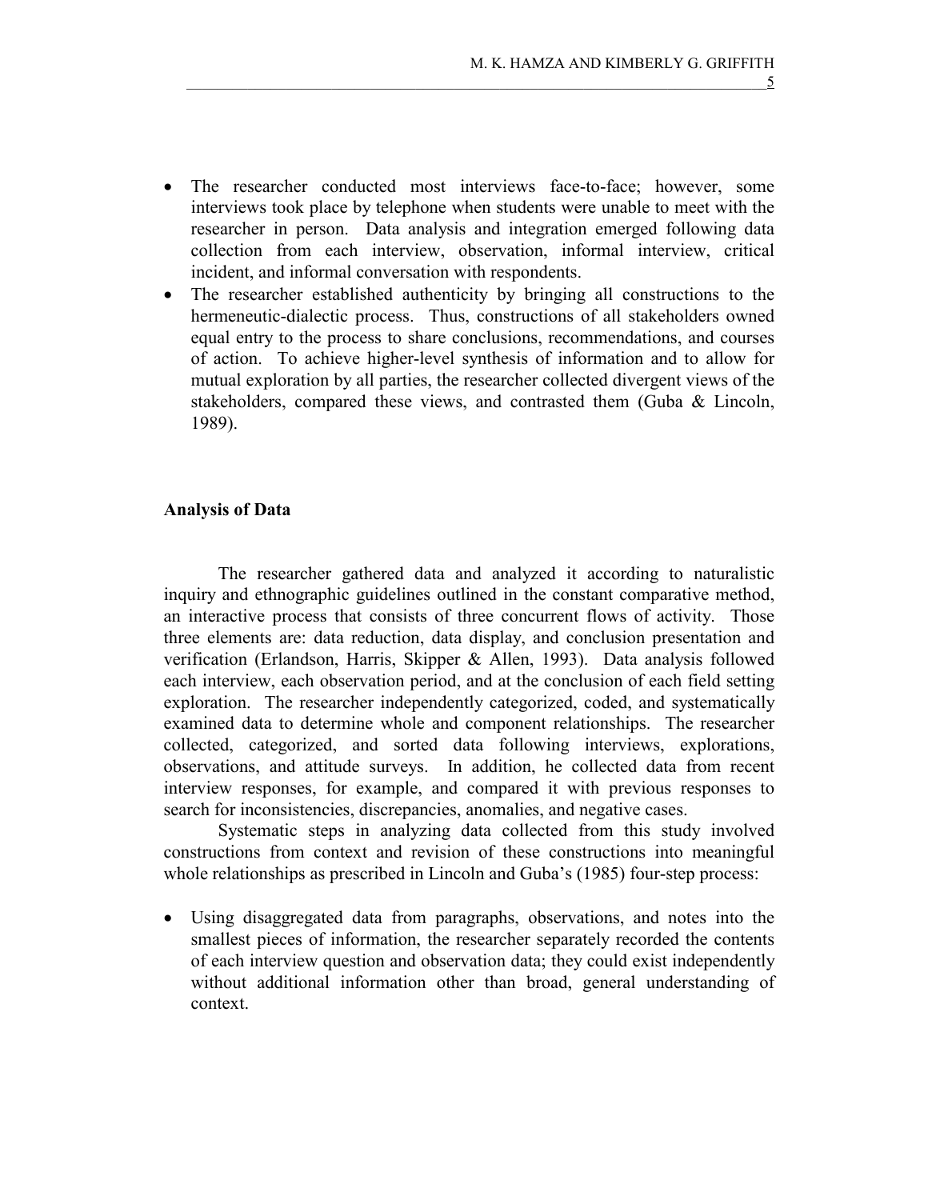- The researcher conducted most interviews face-to-face; however, some interviews took place by telephone when students were unable to meet with the researcher in person. Data analysis and integration emerged following data collection from each interview, observation, informal interview, critical incident, and informal conversation with respondents.
- The researcher established authenticity by bringing all constructions to the hermeneutic-dialectic process. Thus, constructions of all stakeholders owned equal entry to the process to share conclusions, recommendations, and courses of action. To achieve higher-level synthesis of information and to allow for mutual exploration by all parties, the researcher collected divergent views of the stakeholders, compared these views, and contrasted them (Guba & Lincoln, 1989).

## Analysis of Data

The researcher gathered data and analyzed it according to naturalistic inquiry and ethnographic guidelines outlined in the constant comparative method, an interactive process that consists of three concurrent flows of activity. Those three elements are: data reduction, data display, and conclusion presentation and verification (Erlandson, Harris, Skipper & Allen, 1993). Data analysis followed each interview, each observation period, and at the conclusion of each field setting exploration. The researcher independently categorized, coded, and systematically examined data to determine whole and component relationships. The researcher collected, categorized, and sorted data following interviews, explorations, observations, and attitude surveys. In addition, he collected data from recent interview responses, for example, and compared it with previous responses to search for inconsistencies, discrepancies, anomalies, and negative cases.

Systematic steps in analyzing data collected from this study involved constructions from context and revision of these constructions into meaningful whole relationships as prescribed in Lincoln and Guba's (1985) four-step process:

- Using disaggregated data from paragraphs, observations, and notes into the smallest pieces of information, the researcher separately recorded the contents of each interview question and observation data; they could exist independently without additional information other than broad, general understanding of context.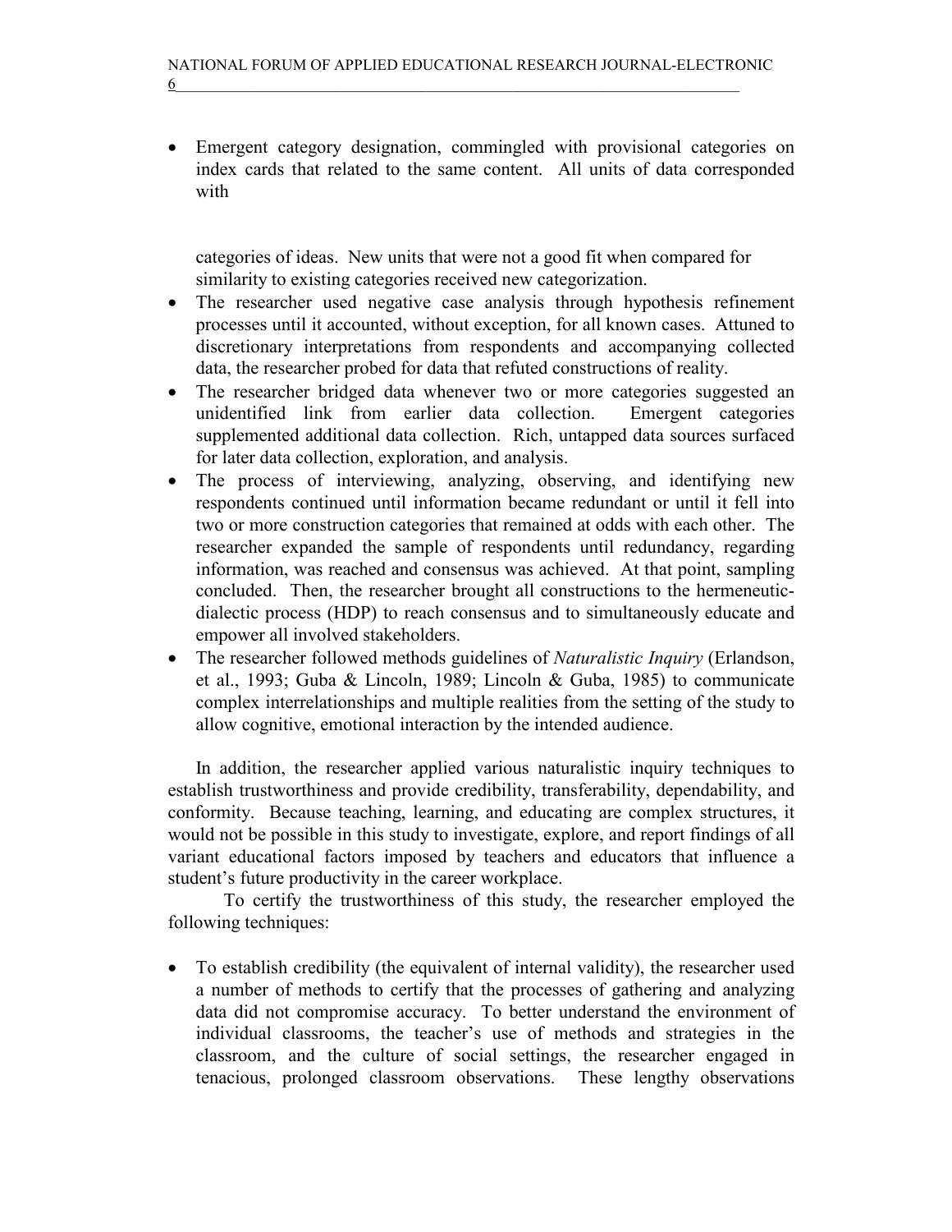- Emergent category designation, commingled with provisional categories on index cards that related to the same content. All units of data corresponded with categories of ideas. New units that were not a good fit when compared for similarity to existing categories received new categorization.
- The researcher used negative case analysis through hypothesis refinement processes until it accounted, without exception, for all known cases. Attuned to discretionary interpretations from respondents and accompanying collected data, the researcher probed for data that refuted constructions of reality.
- The researcher bridged data whenever two or more categories suggested an unidentified link from earlier data collection. Emergent categories supplemented additional data collection. Rich, untapped data sources surfaced for later data collection, exploration, and analysis.
- The process of interviewing, analyzing, observing, and identifying new respondents continued until information became redundant or until it fell into two or more construction categories that remained at odds with each other. The researcher expanded the sample of respondents until redundancy, regarding information, was reached and consensus was achieved. At that point, sampling concluded. Then, the researcher brought all constructions to the hermeneutic-dialectic process (HDP) to reach consensus and to simultaneously educate and empower all involved stakeholders.
- The researcher followed methods guidelines of *Naturalistic Inquiry* (Erlandson, et al., 1993; Guba & Lincoln, 1989; Lincoln & Guba, 1985) to communicate complex interrelationships and multiple realities from the setting of the study to allow cognitive, emotional interaction by the intended audience.

In addition, the researcher applied various naturalistic inquiry techniques to establish trustworthiness and provide credibility, transferability, dependability, and conformity. Because teaching, learning, and educating are complex structures, it would not be possible in this study to investigate, explore, and report findings of all variant educational factors imposed by teachers and educators that influence a student's future productivity in the career workplace.

To certify the trustworthiness of this study, the researcher employed the following techniques:

- To establish credibility (the equivalent of internal validity), the researcher used a number of methods to certify that the processes of gathering and analyzing data did not compromise accuracy. To better understand the environment of individual classrooms, the teacher's use of methods and strategies in the classroom, and the culture of social settings, the researcher engaged in tenacious, prolonged classroom observations. These lengthy observations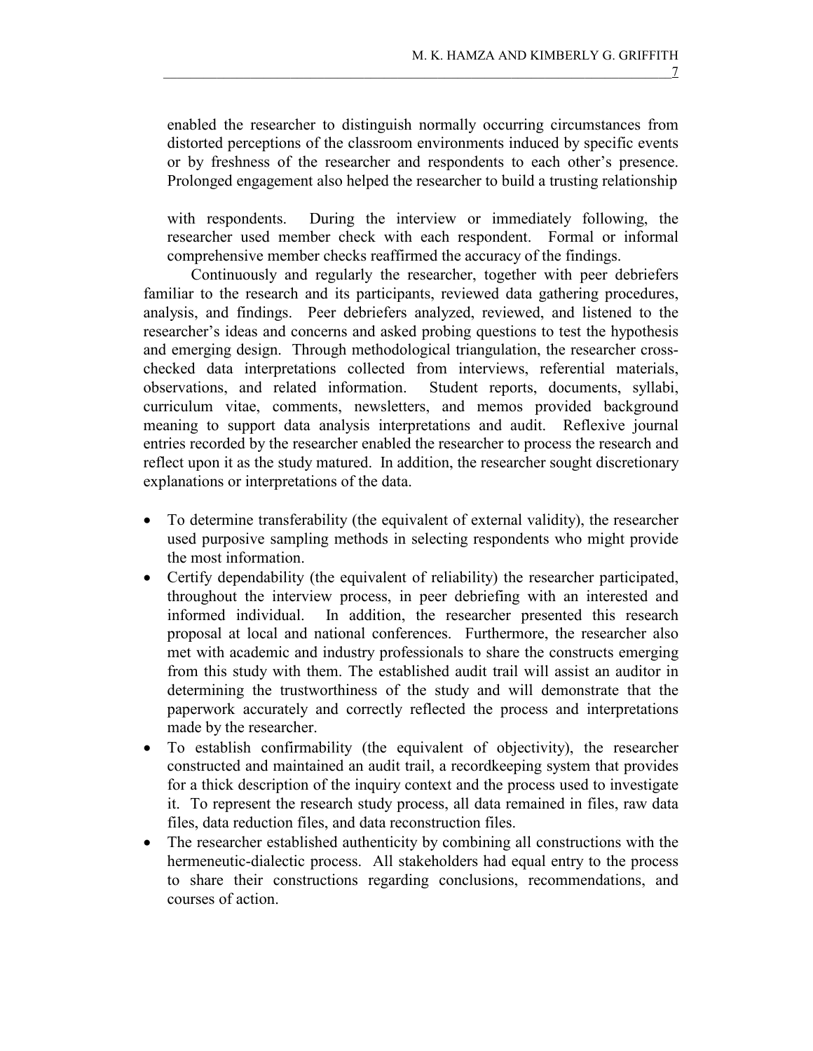enabled the researcher to distinguish normally occurring circumstances from distorted perceptions of the classroom environments induced by specific events or by freshness of the researcher and respondents to each other's presence. Prolonged engagement also helped the researcher to build a trusting relationship with respondents. During the interview or immediately following, the researcher used member check with each respondent. Formal or informal comprehensive member checks reaffirmed the accuracy of the findings.

Continuously and regularly the researcher, together with peer debriefers familiar to the research and its participants, reviewed data gathering procedures, analysis, and findings. Peer debriefers analyzed, reviewed, and listened to the researcher's ideas and concerns and asked probing questions to test the hypothesis and emerging design. Through methodological triangulation, the researcher cross-checked data interpretations collected from interviews, referential materials, observations, and related information. Student reports, documents, syllabi, curriculum vitae, comments, newsletters, and memos provided background meaning to support data analysis interpretations and audit. Reflexive journal entries recorded by the researcher enabled the researcher to process the research and reflect upon it as the study matured. In addition, the researcher sought discretionary explanations or interpretations of the data.

- To determine transferability (the equivalent of external validity), the researcher used purposive sampling methods in selecting respondents who might provide the most information.
- Certify dependability (the equivalent of reliability) the researcher participated, throughout the interview process, in peer debriefing with an interested and informed individual. In addition, the researcher presented this research proposal at local and national conferences. Furthermore, the researcher also met with academic and industry professionals to share the constructs emerging from this study with them. The established audit trail will assist an auditor in determining the trustworthiness of the study and will demonstrate that the paperwork accurately and correctly reflected the process and interpretations made by the researcher.
- To establish confirmability (the equivalent of objectivity), the researcher constructed and maintained an audit trail, a recordkeeping system that provides for a thick description of the inquiry context and the process used to investigate it. To represent the research study process, all data remained in files, raw data files, data reduction files, and data reconstruction files.
- The researcher established authenticity by combining all constructions with the hermeneutic-dialectic process. All stakeholders had equal entry to the process to share their constructions regarding conclusions, recommendations, and courses of action.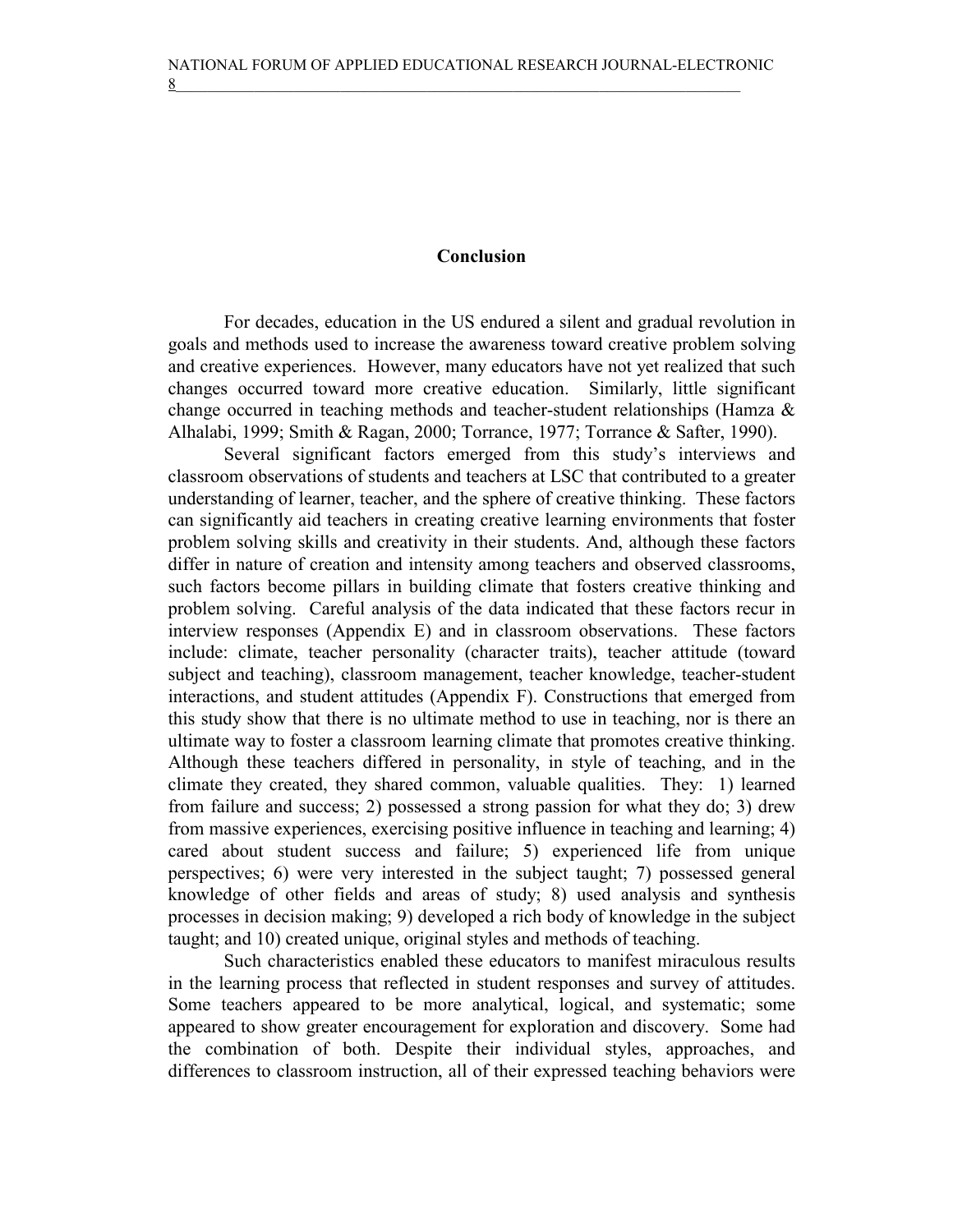## Conclusion

For decades, education in the US endured a silent and gradual revolution in goals and methods used to increase the awareness toward creative problem solving and creative experiences. However, many educators have not yet realized that such changes occurred toward more creative education. Similarly, little significant change occurred in teaching methods and teacher-student relationships (Hamza & Alhalabi, 1999; Smith & Ragan, 2000; Torrance, 1977; Torrance & Safter, 1990).

Several significant factors emerged from this study's interviews and classroom observations of students and teachers at LSC that contributed to a greater understanding of learner, teacher, and the sphere of creative thinking. These factors can significantly aid teachers in creating creative learning environments that foster problem solving skills and creativity in their students. And, although these factors differ in nature of creation and intensity among teachers and observed classrooms, such factors become pillars in building climate that fosters creative thinking and problem solving. Careful analysis of the data indicated that these factors recur in interview responses (Appendix E) and in classroom observations. These factors include: climate, teacher personality (character traits), teacher attitude (toward subject and teaching), classroom management, teacher knowledge, teacher-student interactions, and student attitudes (Appendix F). Constructions that emerged from this study show that there is no ultimate method to use in teaching, nor is there an ultimate way to foster a classroom learning climate that promotes creative thinking. Although these teachers differed in personality, in style of teaching, and in the climate they created, they shared common, valuable qualities. They: 1) learned from failure and success; 2) possessed a strong passion for what they do; 3) drew from massive experiences, exercising positive influence in teaching and learning; 4) cared about student success and failure; 5) experienced life from unique perspectives; 6) were very interested in the subject taught; 7) possessed general knowledge of other fields and areas of study; 8) used analysis and synthesis processes in decision making; 9) developed a rich body of knowledge in the subject taught; and 10) created unique, original styles and methods of teaching.

Such characteristics enabled these educators to manifest miraculous results in the learning process that reflected in student responses and survey of attitudes. Some teachers appeared to be more analytical, logical, and systematic; some appeared to show greater encouragement for exploration and discovery. Some had the combination of both. Despite their individual styles, approaches, and differences to classroom instruction, all of their expressed teaching behaviors were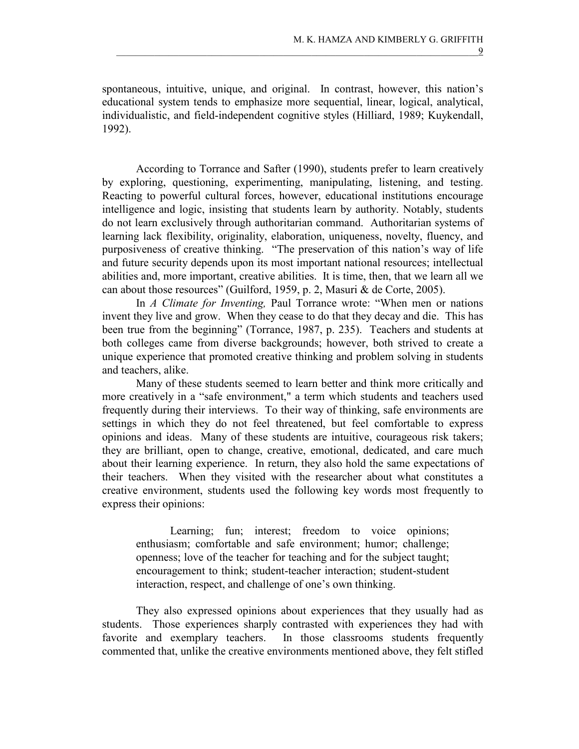spontaneous, intuitive, unique, and original. In contrast, however, this nation's educational system tends to emphasize more sequential, linear, logical, analytical, individualistic, and field-independent cognitive styles (Hilliard, 1989; Kuykendall, 1992).

According to Torrance and Safter (1990), students prefer to learn creatively by exploring, questioning, experimenting, manipulating, listening, and testing. Reacting to powerful cultural forces, however, educational institutions encourage intelligence and logic, insisting that students learn by authority. Notably, students do not learn exclusively through authoritarian command. Authoritarian systems of learning lack flexibility, originality, elaboration, uniqueness, novelty, fluency, and purposiveness of creative thinking. "The preservation of this nation's way of life and future security depends upon its most important national resources; intellectual abilities and, more important, creative abilities. It is time, then, that we learn all we can about those resources" (Guilford, 1959, p. 2, Masuri & de Corte, 2005).

In *A Climate for Inventing,* Paul Torrance wrote: "When men or nations invent they live and grow. When they cease to do that they decay and die. This has been true from the beginning" (Torrance, 1987, p. 235). Teachers and students at both colleges came from diverse backgrounds; however, both strived to create a unique experience that promoted creative thinking and problem solving in students and teachers, alike.

Many of these students seemed to learn better and think more critically and more creatively in a "safe environment," a term which students and teachers used frequently during their interviews. To their way of thinking, safe environments are settings in which they do not feel threatened, but feel comfortable to express opinions and ideas. Many of these students are intuitive, courageous risk takers; they are brilliant, open to change, creative, emotional, dedicated, and care much about their learning experience. In return, they also hold the same expectations of their teachers. When they visited with the researcher about what constitutes a creative environment, students used the following key words most frequently to express their opinions:

> Learning; fun; interest; freedom to voice opinions; enthusiasm; comfortable and safe environment; humor; challenge; openness; love of the teacher for teaching and for the subject taught; encouragement to think; student-teacher interaction; student-student interaction, respect, and challenge of one's own thinking.

They also expressed opinions about experiences that they usually had as students. Those experiences sharply contrasted with experiences they had with favorite and exemplary teachers. In those classrooms students frequently commented that, unlike the creative environments mentioned above, they felt stifled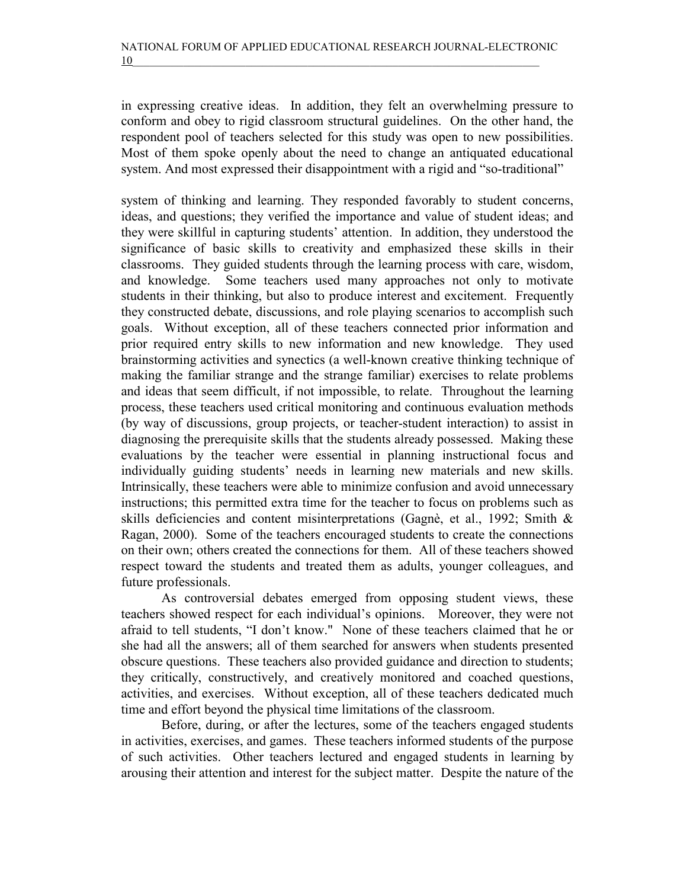in expressing creative ideas. In addition, they felt an overwhelming pressure to conform and obey to rigid classroom structural guidelines. On the other hand, the respondent pool of teachers selected for this study was open to new possibilities. Most of them spoke openly about the need to change an antiquated educational system. And most expressed their disappointment with a rigid and "so-traditional"

system of thinking and learning. They responded favorably to student concerns, ideas, and questions; they verified the importance and value of student ideas; and they were skillful in capturing students' attention. In addition, they understood the significance of basic skills to creativity and emphasized these skills in their classrooms. They guided students through the learning process with care, wisdom, and knowledge. Some teachers used many approaches not only to motivate students in their thinking, but also to produce interest and excitement. Frequently they constructed debate, discussions, and role playing scenarios to accomplish such goals. Without exception, all of these teachers connected prior information and prior required entry skills to new information and new knowledge. They used brainstorming activities and synectics (a well-known creative thinking technique of making the familiar strange and the strange familiar) exercises to relate problems and ideas that seem difficult, if not impossible, to relate. Throughout the learning process, these teachers used critical monitoring and continuous evaluation methods (by way of discussions, group projects, or teacher-student interaction) to assist in diagnosing the prerequisite skills that the students already possessed. Making these evaluations by the teacher were essential in planning instructional focus and individually guiding students' needs in learning new materials and new skills. Intrinsically, these teachers were able to minimize confusion and avoid unnecessary instructions; this permitted extra time for the teacher to focus on problems such as skills deficiencies and content misinterpretations (Gagnè, et al., 1992; Smith & Ragan, 2000). Some of the teachers encouraged students to create the connections on their own; others created the connections for them. All of these teachers showed respect toward the students and treated them as adults, younger colleagues, and future professionals.

As controversial debates emerged from opposing student views, these teachers showed respect for each individual's opinions. Moreover, they were not afraid to tell students, "I don't know." None of these teachers claimed that he or she had all the answers; all of them searched for answers when students presented obscure questions. These teachers also provided guidance and direction to students; they critically, constructively, and creatively monitored and coached questions, activities, and exercises. Without exception, all of these teachers dedicated much time and effort beyond the physical time limitations of the classroom.

Before, during, or after the lectures, some of the teachers engaged students in activities, exercises, and games. These teachers informed students of the purpose of such activities. Other teachers lectured and engaged students in learning by arousing their attention and interest for the subject matter. Despite the nature of the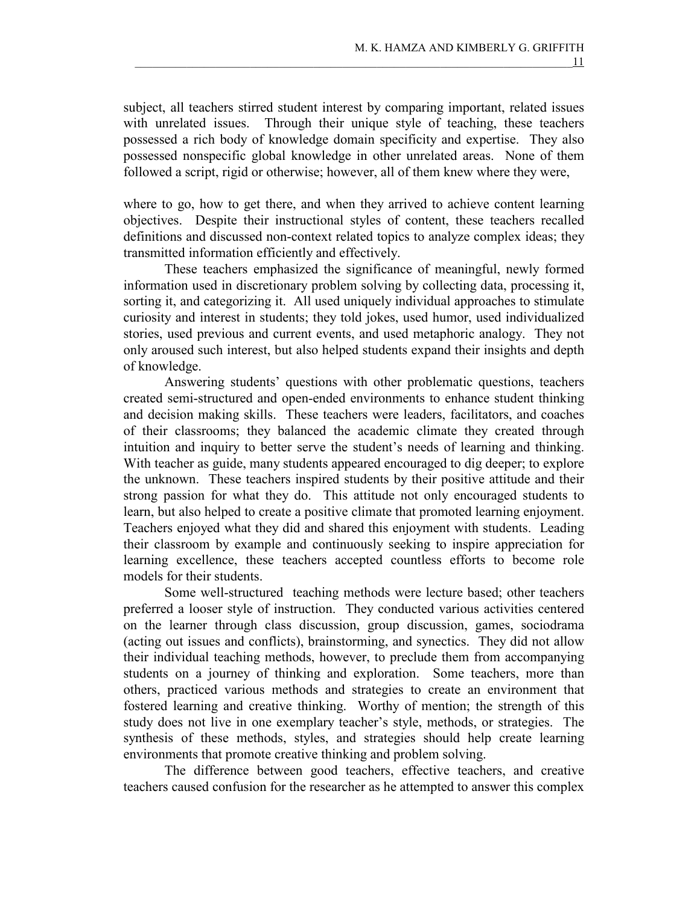subject, all teachers stirred student interest by comparing important, related issues with unrelated issues. Through their unique style of teaching, these teachers possessed a rich body of knowledge domain specificity and expertise. They also possessed nonspecific global knowledge in other unrelated areas. None of them followed a script, rigid or otherwise; however, all of them knew where they were,

where to go, how to get there, and when they arrived to achieve content learning objectives. Despite their instructional styles of content, these teachers recalled definitions and discussed non-context related topics to analyze complex ideas; they transmitted information efficiently and effectively.

These teachers emphasized the significance of meaningful, newly formed information used in discretionary problem solving by collecting data, processing it, sorting it, and categorizing it. All used uniquely individual approaches to stimulate curiosity and interest in students; they told jokes, used humor, used individualized stories, used previous and current events, and used metaphoric analogy. They not only aroused such interest, but also helped students expand their insights and depth of knowledge.

Answering students' questions with other problematic questions, teachers created semi-structured and open-ended environments to enhance student thinking and decision making skills. These teachers were leaders, facilitators, and coaches of their classrooms; they balanced the academic climate they created through intuition and inquiry to better serve the student's needs of learning and thinking. With teacher as guide, many students appeared encouraged to dig deeper; to explore the unknown. These teachers inspired students by their positive attitude and their strong passion for what they do. This attitude not only encouraged students to learn, but also helped to create a positive climate that promoted learning enjoyment. Teachers enjoyed what they did and shared this enjoyment with students. Leading their classroom by example and continuously seeking to inspire appreciation for learning excellence, these teachers accepted countless efforts to become role models for their students.

Some well-structured teaching methods were lecture based; other teachers preferred a looser style of instruction. They conducted various activities centered on the learner through class discussion, group discussion, games, sociodrama (acting out issues and conflicts), brainstorming, and synectics. They did not allow their individual teaching methods, however, to preclude them from accompanying students on a journey of thinking and exploration. Some teachers, more than others, practiced various methods and strategies to create an environment that fostered learning and creative thinking. Worthy of mention; the strength of this study does not live in one exemplary teacher's style, methods, or strategies. The synthesis of these methods, styles, and strategies should help create learning environments that promote creative thinking and problem solving.

The difference between good teachers, effective teachers, and creative teachers caused confusion for the researcher as he attempted to answer this complex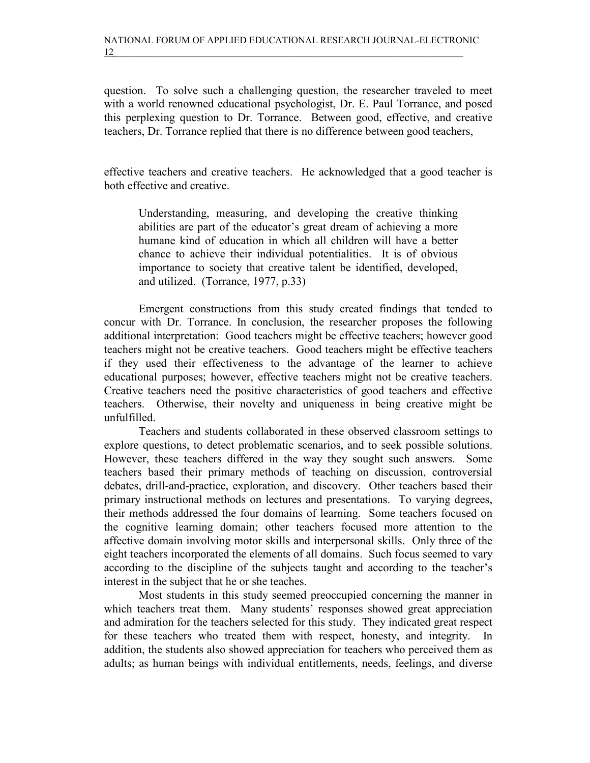question. To solve such a challenging question, the researcher traveled to meet with a world renowned educational psychologist, Dr. E. Paul Torrance, and posed this perplexing question to Dr. Torrance. Between good, effective, and creative teachers, Dr. Torrance replied that there is no difference between good teachers, effective teachers and creative teachers. He acknowledged that a good teacher is both effective and creative.

> Understanding, measuring, and developing the creative thinking abilities are part of the educator's great dream of achieving a more humane kind of education in which all children will have a better chance to achieve their individual potentialities. It is of obvious importance to society that creative talent be identified, developed, and utilized. (Torrance, 1977, p.33)

Emergent constructions from this study created findings that tended to concur with Dr. Torrance. In conclusion, the researcher proposes the following additional interpretation: Good teachers might be effective teachers; however good teachers might not be creative teachers. Good teachers might be effective teachers if they used their effectiveness to the advantage of the learner to achieve educational purposes; however, effective teachers might not be creative teachers. Creative teachers need the positive characteristics of good teachers and effective teachers. Otherwise, their novelty and uniqueness in being creative might be unfulfilled.

Teachers and students collaborated in these observed classroom settings to explore questions, to detect problematic scenarios, and to seek possible solutions. However, these teachers differed in the way they sought such answers. Some teachers based their primary methods of teaching on discussion, controversial debates, drill-and-practice, exploration, and discovery. Other teachers based their primary instructional methods on lectures and presentations. To varying degrees, their methods addressed the four domains of learning. Some teachers focused on the cognitive learning domain; other teachers focused more attention to the affective domain involving motor skills and interpersonal skills. Only three of the eight teachers incorporated the elements of all domains. Such focus seemed to vary according to the discipline of the subjects taught and according to the teacher's interest in the subject that he or she teaches.

Most students in this study seemed preoccupied concerning the manner in which teachers treat them. Many students' responses showed great appreciation and admiration for the teachers selected for this study. They indicated great respect for these teachers who treated them with respect, honesty, and integrity. In addition, the students also showed appreciation for teachers who perceived them as adults; as human beings with individual entitlements, needs, feelings, and diverse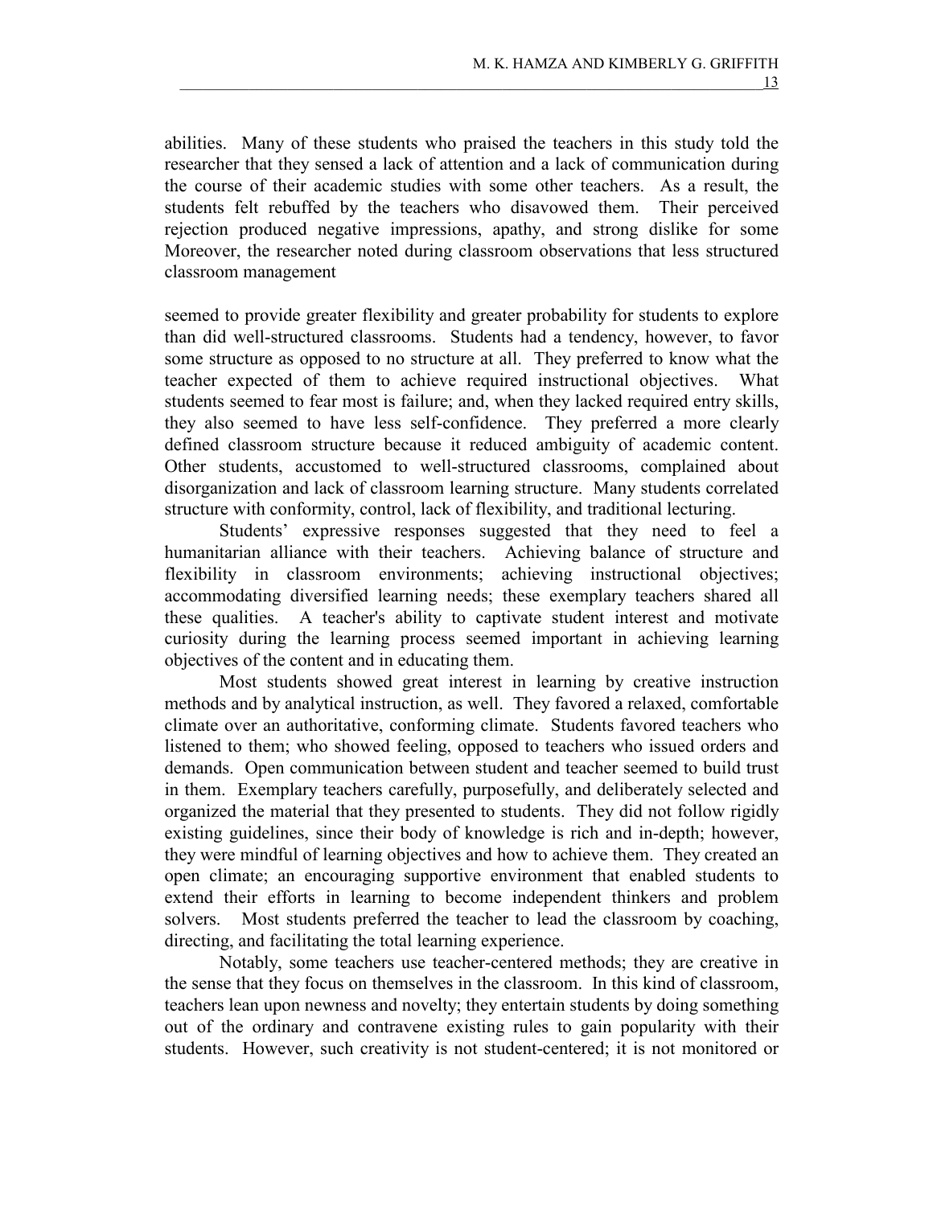abilities. Many of these students who praised the teachers in this study told the researcher that they sensed a lack of attention and a lack of communication during the course of their academic studies with some other teachers. As a result, the students felt rebuffed by the teachers who disavowed them. Their perceived rejection produced negative impressions, apathy, and strong dislike for some Moreover, the researcher noted during classroom observations that less structured classroom management

seemed to provide greater flexibility and greater probability for students to explore than did well-structured classrooms. Students had a tendency, however, to favor some structure as opposed to no structure at all. They preferred to know what the teacher expected of them to achieve required instructional objectives. What students seemed to fear most is failure; and, when they lacked required entry skills, they also seemed to have less self-confidence. They preferred a more clearly defined classroom structure because it reduced ambiguity of academic content. Other students, accustomed to well-structured classrooms, complained about disorganization and lack of classroom learning structure. Many students correlated structure with conformity, control, lack of flexibility, and traditional lecturing.

Students' expressive responses suggested that they need to feel a humanitarian alliance with their teachers. Achieving balance of structure and flexibility in classroom environments; achieving instructional objectives; accommodating diversified learning needs; these exemplary teachers shared all these qualities. A teacher's ability to captivate student interest and motivate curiosity during the learning process seemed important in achieving learning objectives of the content and in educating them.

Most students showed great interest in learning by creative instruction methods and by analytical instruction, as well. They favored a relaxed, comfortable climate over an authoritative, conforming climate. Students favored teachers who listened to them; who showed feeling, opposed to teachers who issued orders and demands. Open communication between student and teacher seemed to build trust in them. Exemplary teachers carefully, purposefully, and deliberately selected and organized the material that they presented to students. They did not follow rigidly existing guidelines, since their body of knowledge is rich and in-depth; however, they were mindful of learning objectives and how to achieve them. They created an open climate; an encouraging supportive environment that enabled students to extend their efforts in learning to become independent thinkers and problem solvers. Most students preferred the teacher to lead the classroom by coaching, directing, and facilitating the total learning experience.

Notably, some teachers use teacher-centered methods; they are creative in the sense that they focus on themselves in the classroom. In this kind of classroom, teachers lean upon newness and novelty; they entertain students by doing something out of the ordinary and contravene existing rules to gain popularity with their students. However, such creativity is not student-centered; it is not monitored or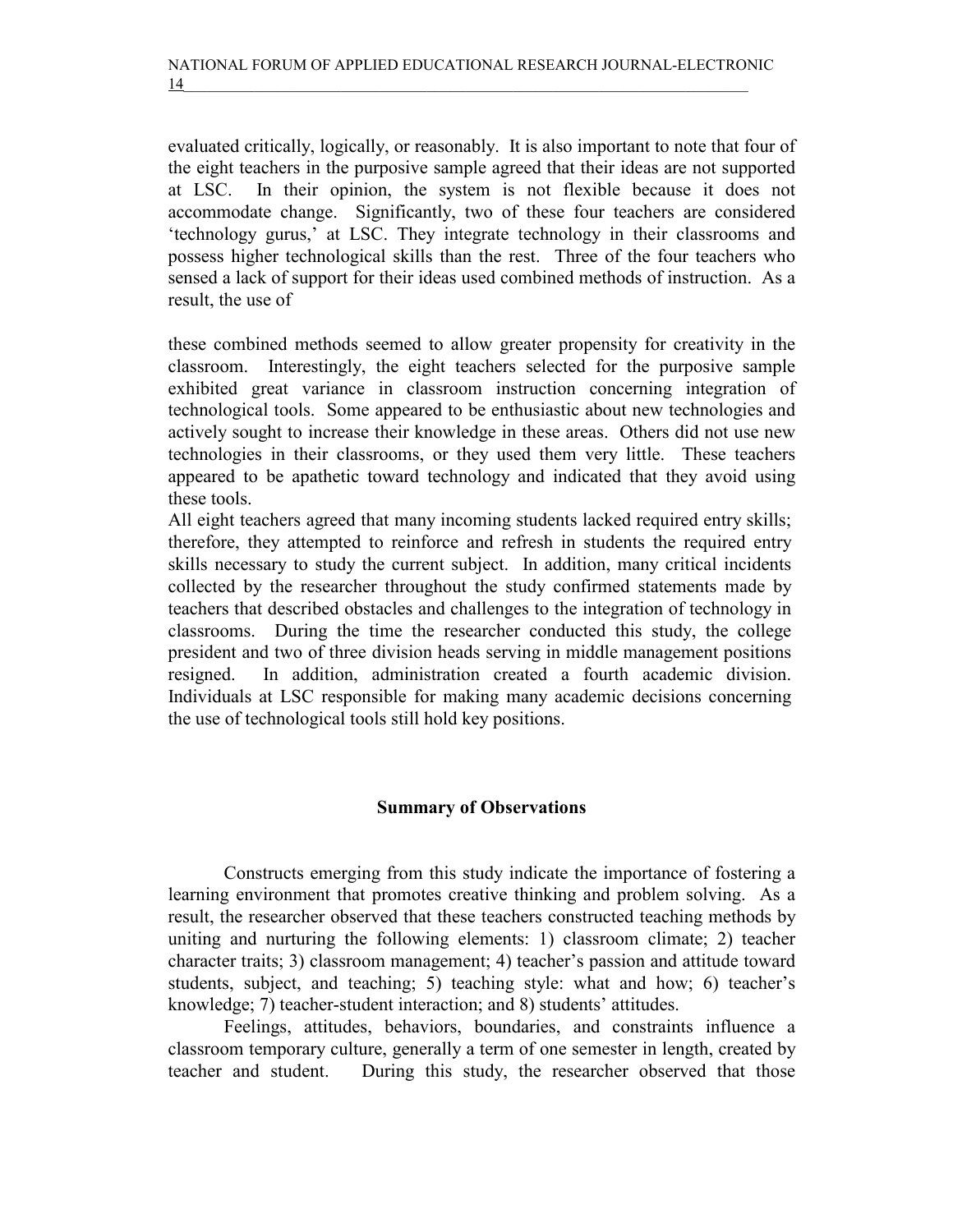evaluated critically, logically, or reasonably. It is also important to note that four of the eight teachers in the purposive sample agreed that their ideas are not supported at LSC. In their opinion, the system is not flexible because it does not accommodate change. Significantly, two of these four teachers are considered 'technology gurus,' at LSC. They integrate technology in their classrooms and possess higher technological skills than the rest. Three of the four teachers who sensed a lack of support for their ideas used combined methods of instruction. As a result, the use of

these combined methods seemed to allow greater propensity for creativity in the classroom. Interestingly, the eight teachers selected for the purposive sample exhibited great variance in classroom instruction concerning integration of technological tools. Some appeared to be enthusiastic about new technologies and actively sought to increase their knowledge in these areas. Others did not use new technologies in their classrooms, or they used them very little. These teachers appeared to be apathetic toward technology and indicated that they avoid using these tools.

All eight teachers agreed that many incoming students lacked required entry skills; therefore, they attempted to reinforce and refresh in students the required entry skills necessary to study the current subject. In addition, many critical incidents collected by the researcher throughout the study confirmed statements made by teachers that described obstacles and challenges to the integration of technology in classrooms. During the time the researcher conducted this study, the college president and two of three division heads serving in middle management positions resigned. In addition, administration created a fourth academic division. Individuals at LSC responsible for making many academic decisions concerning the use of technological tools still hold key positions.

## Summary of Observations

Constructs emerging from this study indicate the importance of fostering a learning environment that promotes creative thinking and problem solving. As a result, the researcher observed that these teachers constructed teaching methods by uniting and nurturing the following elements: 1) classroom climate; 2) teacher character traits; 3) classroom management; 4) teacher's passion and attitude toward students, subject, and teaching; 5) teaching style: what and how; 6) teacher's knowledge; 7) teacher-student interaction; and 8) students' attitudes.

Feelings, attitudes, behaviors, boundaries, and constraints influence a classroom temporary culture, generally a term of one semester in length, created by teacher and student. During this study, the researcher observed that those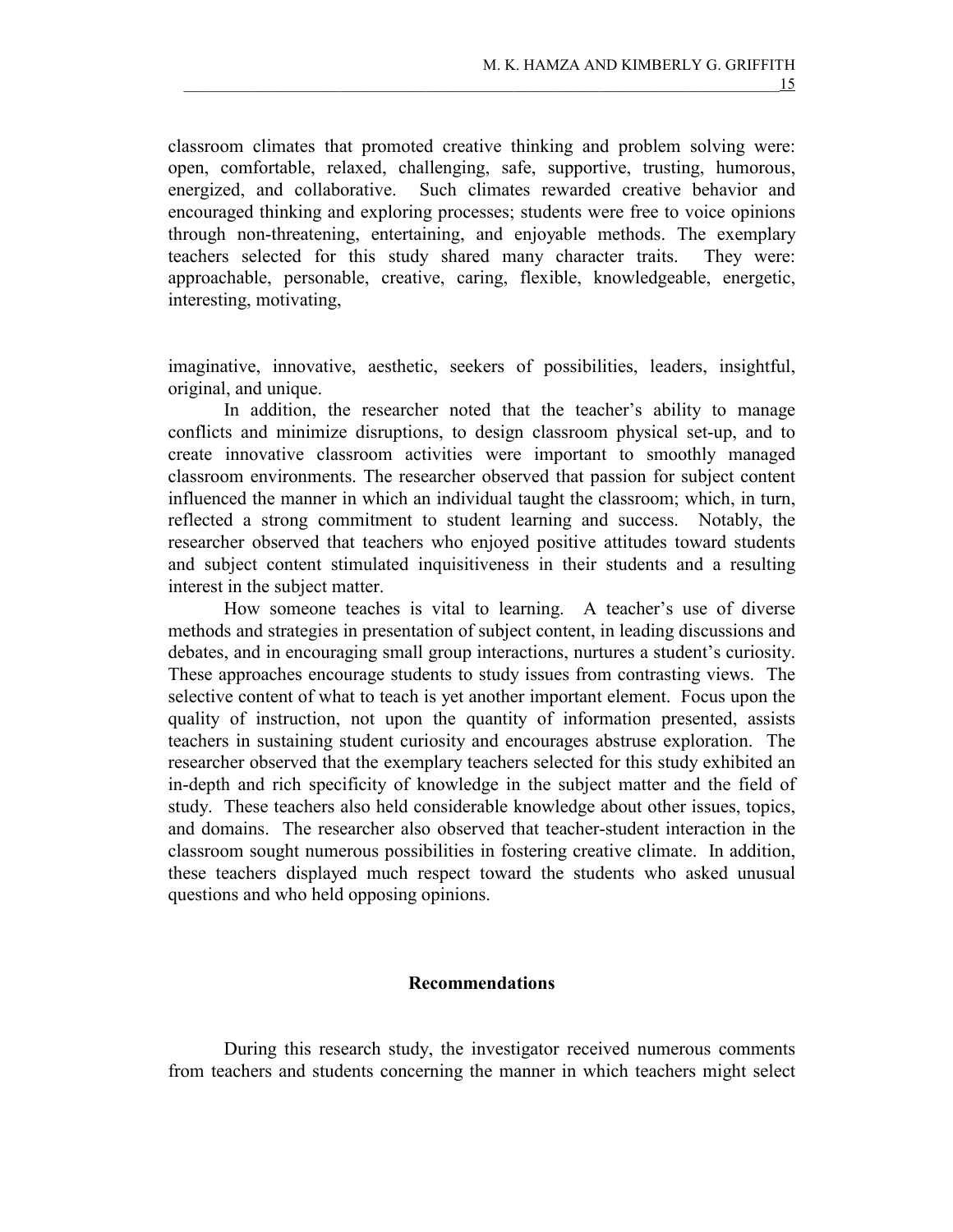classroom climates that promoted creative thinking and problem solving were: open, comfortable, relaxed, challenging, safe, supportive, trusting, humorous, energized, and collaborative. Such climates rewarded creative behavior and encouraged thinking and exploring processes; students were free to voice opinions through non-threatening, entertaining, and enjoyable methods. The exemplary teachers selected for this study shared many character traits. They were: approachable, personable, creative, caring, flexible, knowledgeable, energetic, interesting, motivating,

imaginative, innovative, aesthetic, seekers of possibilities, leaders, insightful, original, and unique.

In addition, the researcher noted that the teacher's ability to manage conflicts and minimize disruptions, to design classroom physical set-up, and to create innovative classroom activities were important to smoothly managed classroom environments. The researcher observed that passion for subject content influenced the manner in which an individual taught the classroom; which, in turn, reflected a strong commitment to student learning and success. Notably, the researcher observed that teachers who enjoyed positive attitudes toward students and subject content stimulated inquisitiveness in their students and a resulting interest in the subject matter.

How someone teaches is vital to learning. A teacher's use of diverse methods and strategies in presentation of subject content, in leading discussions and debates, and in encouraging small group interactions, nurtures a student's curiosity. These approaches encourage students to study issues from contrasting views. The selective content of what to teach is yet another important element. Focus upon the quality of instruction, not upon the quantity of information presented, assists teachers in sustaining student curiosity and encourages abstruse exploration. The researcher observed that the exemplary teachers selected for this study exhibited an in-depth and rich specificity of knowledge in the subject matter and the field of study. These teachers also held considerable knowledge about other issues, topics, and domains. The researcher also observed that teacher-student interaction in the classroom sought numerous possibilities in fostering creative climate. In addition, these teachers displayed much respect toward the students who asked unusual questions and who held opposing opinions.

## Recommendations

During this research study, the investigator received numerous comments from teachers and students concerning the manner in which teachers might select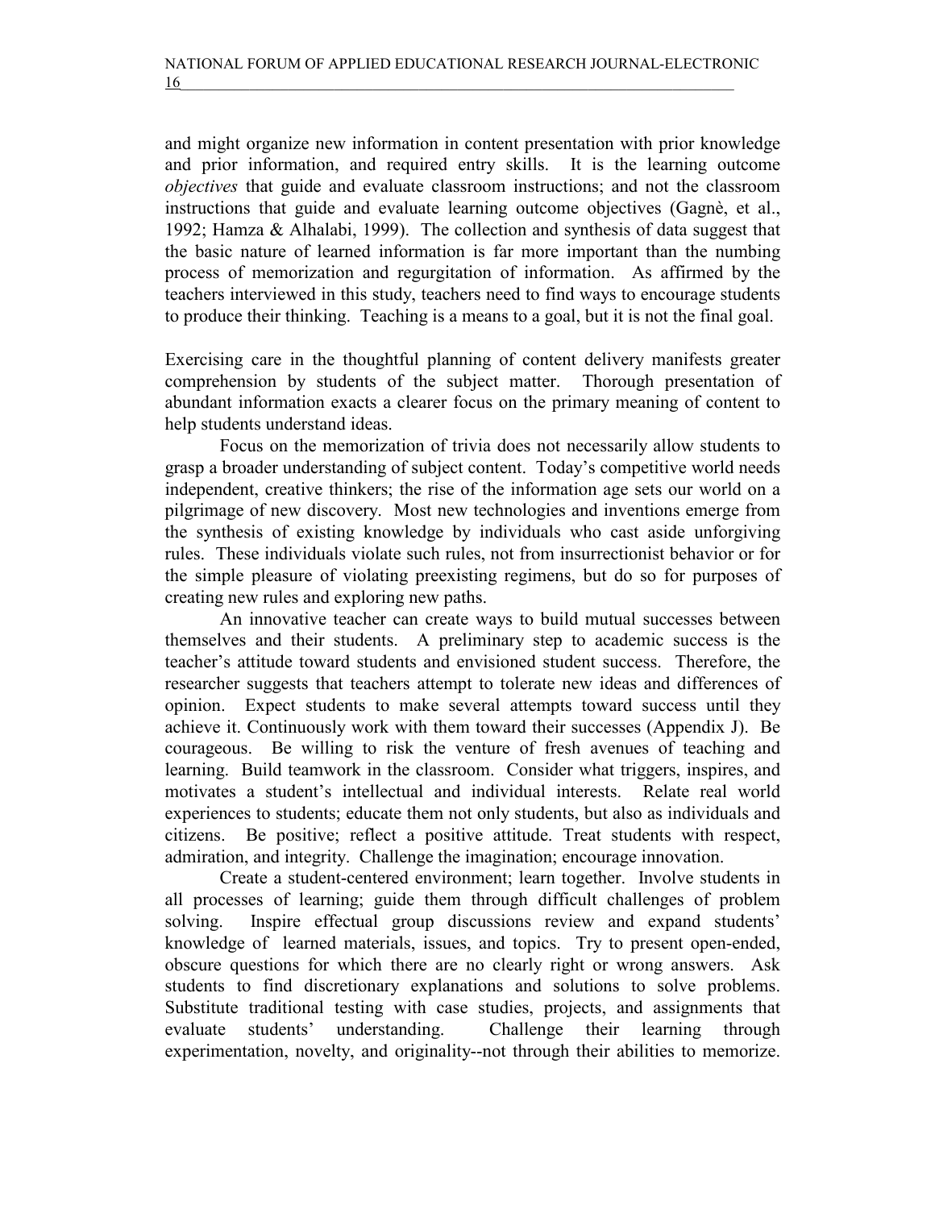and might organize new information in content presentation with prior knowledge and prior information, and required entry skills. It is the learning outcome *objectives* that guide and evaluate classroom instructions; and not the classroom instructions that guide and evaluate learning outcome objectives (Gagnè, et al., 1992; Hamza & Alhalabi, 1999). The collection and synthesis of data suggest that the basic nature of learned information is far more important than the numbing process of memorization and regurgitation of information. As affirmed by the teachers interviewed in this study, teachers need to find ways to encourage students to produce their thinking. Teaching is a means to a goal, but it is not the final goal.

Exercising care in the thoughtful planning of content delivery manifests greater comprehension by students of the subject matter. Thorough presentation of abundant information exacts a clearer focus on the primary meaning of content to help students understand ideas.

Focus on the memorization of trivia does not necessarily allow students to grasp a broader understanding of subject content. Today's competitive world needs independent, creative thinkers; the rise of the information age sets our world on a pilgrimage of new discovery. Most new technologies and inventions emerge from the synthesis of existing knowledge by individuals who cast aside unforgiving rules. These individuals violate such rules, not from insurrectionist behavior or for the simple pleasure of violating preexisting regimens, but do so for purposes of creating new rules and exploring new paths.

An innovative teacher can create ways to build mutual successes between themselves and their students. A preliminary step to academic success is the teacher's attitude toward students and envisioned student success. Therefore, the researcher suggests that teachers attempt to tolerate new ideas and differences of opinion. Expect students to make several attempts toward success until they achieve it. Continuously work with them toward their successes (Appendix J). Be courageous. Be willing to risk the venture of fresh avenues of teaching and learning. Build teamwork in the classroom. Consider what triggers, inspires, and motivates a student's intellectual and individual interests. Relate real world experiences to students; educate them not only students, but also as individuals and citizens. Be positive; reflect a positive attitude. Treat students with respect, admiration, and integrity. Challenge the imagination; encourage innovation.

Create a student-centered environment; learn together. Involve students in all processes of learning; guide them through difficult challenges of problem solving. Inspire effectual group discussions review and expand students' knowledge of learned materials, issues, and topics. Try to present open-ended, obscure questions for which there are no clearly right or wrong answers. Ask students to find discretionary explanations and solutions to solve problems. Substitute traditional testing with case studies, projects, and assignments that evaluate students' understanding. Challenge their learning through experimentation, novelty, and originality--not through their abilities to memorize.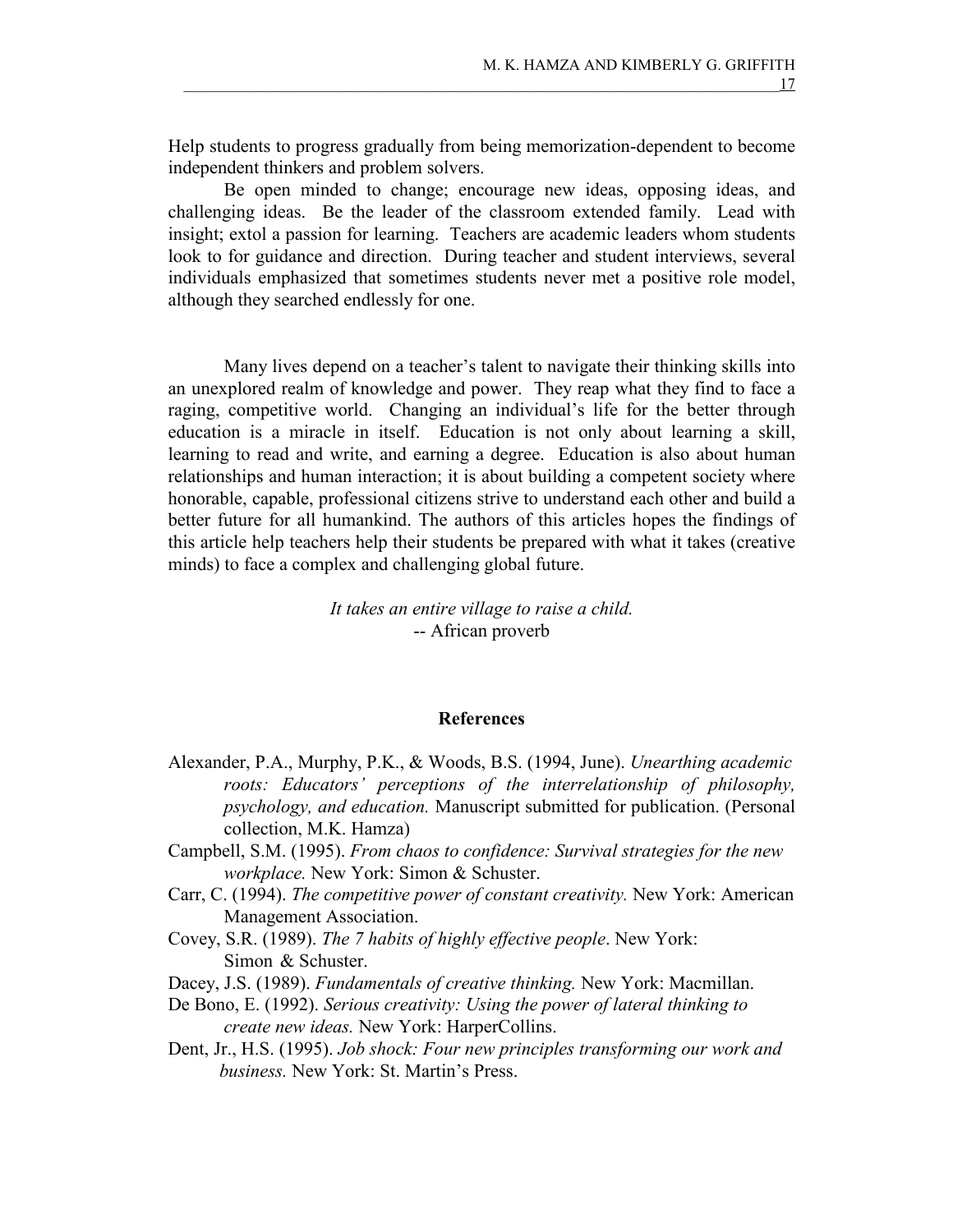Help students to progress gradually from being memorization-dependent to become independent thinkers and problem solvers.

Be open minded to change; encourage new ideas, opposing ideas, and challenging ideas. Be the leader of the classroom extended family. Lead with insight; extol a passion for learning. Teachers are academic leaders whom students look to for guidance and direction. During teacher and student interviews, several individuals emphasized that sometimes students never met a positive role model, although they searched endlessly for one.

Many lives depend on a teacher's talent to navigate their thinking skills into an unexplored realm of knowledge and power. They reap what they find to face a raging, competitive world. Changing an individual's life for the better through education is a miracle in itself. Education is not only about learning a skill, learning to read and write, and earning a degree. Education is also about human relationships and human interaction; it is about building a competent society where honorable, capable, professional citizens strive to understand each other and build a better future for all humankind. The authors of this articles hopes the findings of this article help teachers help their students be prepared with what it takes (creative minds) to face a complex and challenging global future.

*It takes an entire village to raise a child.*
-- African proverb

## References

Alexander, P.A., Murphy, P.K., & Woods, B.S. (1994, June). *Unearthing academic roots: Educators' perceptions of the interrelationship of philosophy, psychology, and education.* Manuscript submitted for publication. (Personal collection, M.K. Hamza)

Campbell, S.M. (1995). *From chaos to confidence: Survival strategies for the new workplace.* New York: Simon & Schuster.

Carr, C. (1994). *The competitive power of constant creativity.* New York: American Management Association.

Covey, S.R. (1989). *The 7 habits of highly effective people*. New York: Simon & Schuster.

Dacey, J.S. (1989). *Fundamentals of creative thinking.* New York: Macmillan.

De Bono, E. (1992). *Serious creativity: Using the power of lateral thinking to create new ideas.* New York: HarperCollins.

Dent, Jr., H.S. (1995). *Job shock: Four new principles transforming our work and business.* New York: St. Martin's Press.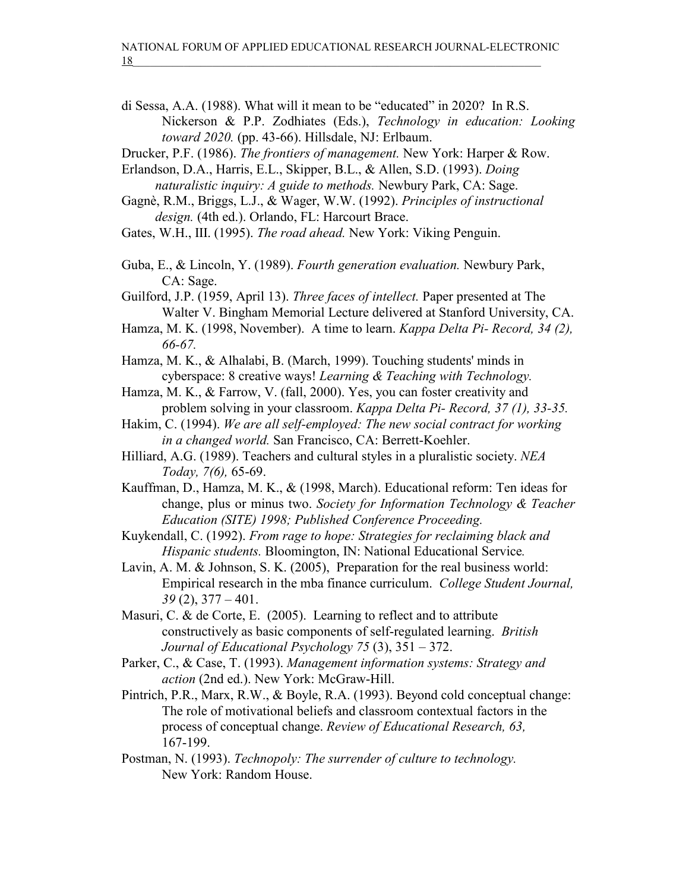di Sessa, A.A. (1988). What will it mean to be "educated" in 2020? In R.S. Nickerson & P.P. Zodhiates (Eds.), *Technology in education: Looking toward 2020.* (pp. 43-66). Hillsdale, NJ: Erlbaum.

Drucker, P.F. (1986). *The frontiers of management.* New York: Harper & Row.

Erlandson, D.A., Harris, E.L., Skipper, B.L., & Allen, S.D. (1993). *Doing naturalistic inquiry: A guide to methods.* Newbury Park, CA: Sage.

Gagnè, R.M., Briggs, L.J., & Wager, W.W. (1992). *Principles of instructional design.* (4th ed.). Orlando, FL: Harcourt Brace.

Gates, W.H., III. (1995). *The road ahead.* New York: Viking Penguin.

Guba, E., & Lincoln, Y. (1989). *Fourth generation evaluation.* Newbury Park, CA: Sage.

Guilford, J.P. (1959, April 13). *Three faces of intellect.* Paper presented at The Walter V. Bingham Memorial Lecture delivered at Stanford University, CA.

Hamza, M. K. (1998, November). A time to learn. *Kappa Delta Pi- Record, 34 (2), 66-67.*

Hamza, M. K., & Alhalabi, B. (March, 1999). Touching students' minds in cyberspace: 8 creative ways! *Learning & Teaching with Technology.*

Hamza, M. K., & Farrow, V. (fall, 2000). Yes, you can foster creativity and problem solving in your classroom. *Kappa Delta Pi- Record, 37 (1), 33-35.*

Hakim, C. (1994). *We are all self-employed: The new social contract for working in a changed world.* San Francisco, CA: Berrett-Koehler.

Hilliard, A.G. (1989). Teachers and cultural styles in a pluralistic society. *NEA Today, 7(6),* 65-69.

Kauffman, D., Hamza, M. K., & (1998, March). Educational reform: Ten ideas for change, plus or minus two. *Society for Information Technology & Teacher Education (SITE) 1998; Published Conference Proceeding.*

Kuykendall, C. (1992). *From rage to hope: Strategies for reclaiming black and Hispanic students.* Bloomington, IN: National Educational Service*.*

Lavin, A. M. & Johnson, S. K. (2005), Preparation for the real business world: Empirical research in the mba finance curriculum. *College Student Journal, 39* (2), 377 – 401.

Masuri, C. & de Corte, E. (2005). Learning to reflect and to attribute constructively as basic components of self-regulated learning. *British Journal of Educational Psychology 75* (3), 351 – 372.

Parker, C., & Case, T. (1993). *Management information systems: Strategy and action* (2nd ed.). New York: McGraw-Hill.

Pintrich, P.R., Marx, R.W., & Boyle, R.A. (1993). Beyond cold conceptual change: The role of motivational beliefs and classroom contextual factors in the process of conceptual change. *Review of Educational Research, 63,* 167-199.

Postman, N. (1993). *Technopoly: The surrender of culture to technology.* New York: Random House.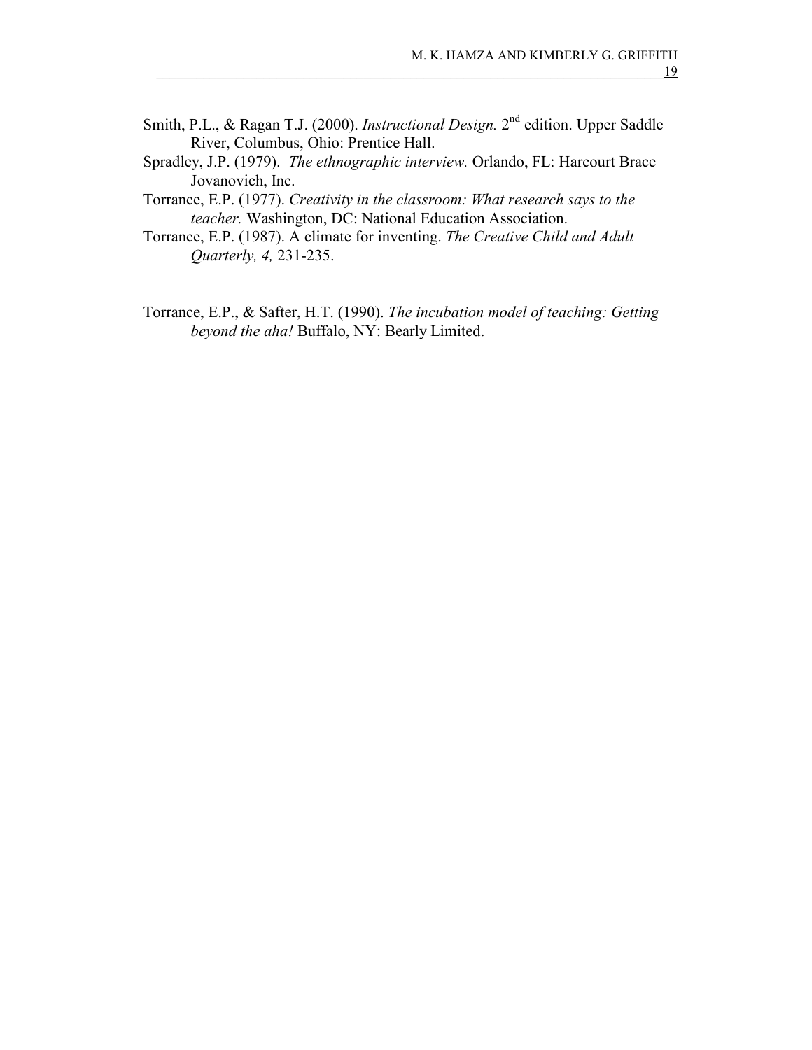Smith, P.L., & Ragan T.J. (2000). *Instructional Design.* 2nd edition. Upper Saddle River, Columbus, Ohio: Prentice Hall.

Spradley, J.P. (1979). *The ethnographic interview.* Orlando, FL: Harcourt Brace Jovanovich, Inc.

Torrance, E.P. (1977). *Creativity in the classroom: What research says to the teacher.* Washington, DC: National Education Association.

Torrance, E.P. (1987). A climate for inventing. *The Creative Child and Adult Quarterly, 4,* 231-235.

Torrance, E.P., & Safter, H.T. (1990). *The incubation model of teaching: Getting beyond the aha!* Buffalo, NY: Bearly Limited.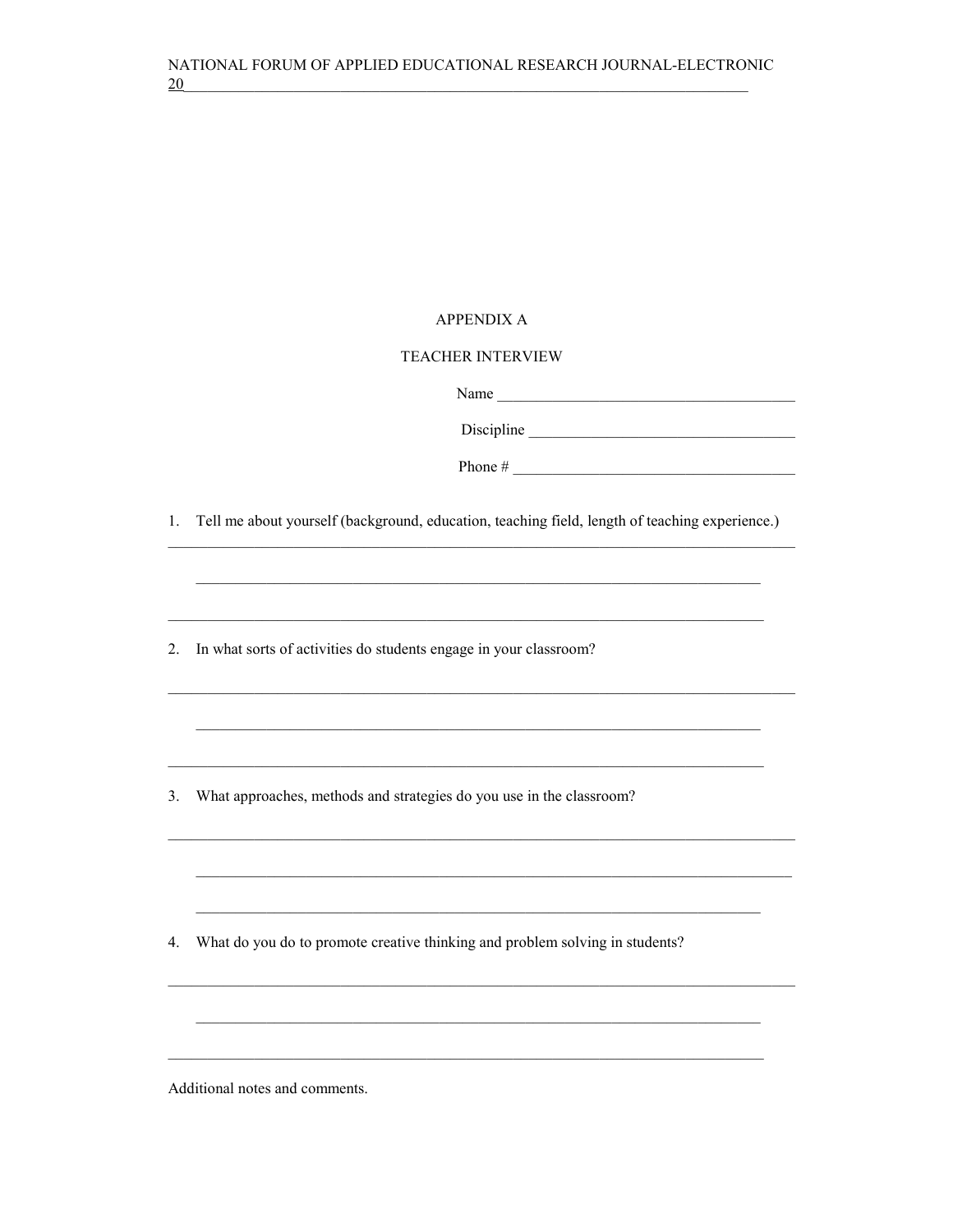# APPENDIX A

## TEACHER INTERVIEW

Name ______________________________________

Discipline __________________________________

Phone # ____________________________________

1. Tell me about yourself (background, education, teaching field, length of teaching experience.)

______________________________________________________________________________

______________________________________________________________________________

______________________________________________________________________________

2. In what sorts of activities do students engage in your classroom?

______________________________________________________________________________

______________________________________________________________________________

______________________________________________________________________________

3. What approaches, methods and strategies do you use in the classroom?

______________________________________________________________________________

______________________________________________________________________________

______________________________________________________________________________

4. What do you do to promote creative thinking and problem solving in students?

______________________________________________________________________________

______________________________________________________________________________

______________________________________________________________________________

Additional notes and comments.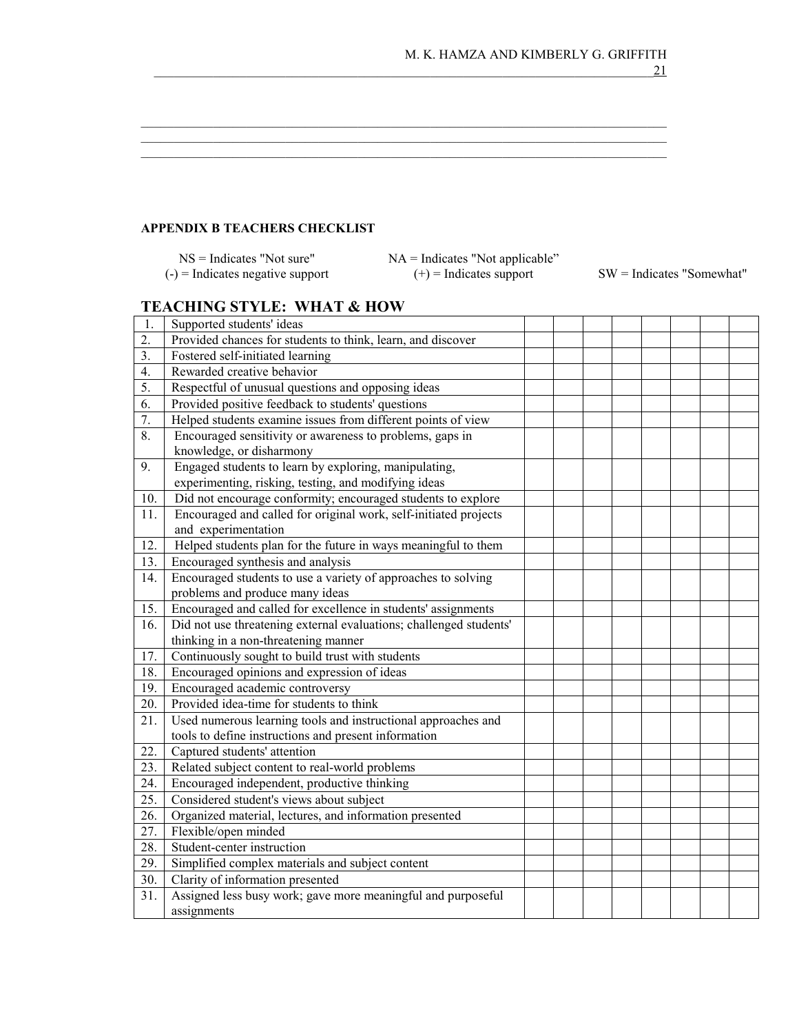## APPENDIX B TEACHERS CHECKLIST

NS = Indicates "Not sure"  NA = Indicates "Not applicable"
(-) = Indicates negative support  (+) = Indicates support  SW = Indicates "Somewhat"

## TEACHING STYLE: WHAT & HOW

| | | | | | | | | | |
|---|---|---|---|---|---|---|---|---|---|
| 1. | Supported students' ideas | | | | | | | | |
| 2. | Provided chances for students to think, learn, and discover | | | | | | | | |
| 3. | Fostered self-initiated learning | | | | | | | | |
| 4. | Rewarded creative behavior | | | | | | | | |
| 5. | Respectful of unusual questions and opposing ideas | | | | | | | | |
| 6. | Provided positive feedback to students' questions | | | | | | | | |
| 7. | Helped students examine issues from different points of view | | | | | | | | |
| 8. | Encouraged sensitivity or awareness to problems, gaps in knowledge, or disharmony | | | | | | | | |
| 9. | Engaged students to learn by exploring, manipulating, experimenting, risking, testing, and modifying ideas | | | | | | | | |
| 10. | Did not encourage conformity; encouraged students to explore | | | | | | | | |
| 11. | Encouraged and called for original work, self-initiated projects and experimentation | | | | | | | | |
| 12. | Helped students plan for the future in ways meaningful to them | | | | | | | | |
| 13. | Encouraged synthesis and analysis | | | | | | | | |
| 14. | Encouraged students to use a variety of approaches to solving problems and produce many ideas | | | | | | | | |
| 15. | Encouraged and called for excellence in students' assignments | | | | | | | | |
| 16. | Did not use threatening external evaluations; challenged students' thinking in a non-threatening manner | | | | | | | | |
| 17. | Continuously sought to build trust with students | | | | | | | | |
| 18. | Encouraged opinions and expression of ideas | | | | | | | | |
| 19. | Encouraged academic controversy | | | | | | | | |
| 20. | Provided idea-time for students to think | | | | | | | | |
| 21. | Used numerous learning tools and instructional approaches and tools to define instructions and present information | | | | | | | | |
| 22. | Captured students' attention | | | | | | | | |
| 23. | Related subject content to real-world problems | | | | | | | | |
| 24. | Encouraged independent, productive thinking | | | | | | | | |
| 25. | Considered student's views about subject | | | | | | | | |
| 26. | Organized material, lectures, and information presented | | | | | | | | |
| 27. | Flexible/open minded | | | | | | | | |
| 28. | Student-center instruction | | | | | | | | |
| 29. | Simplified complex materials and subject content | | | | | | | | |
| 30. | Clarity of information presented | | | | | | | | |
| 31. | Assigned less busy work; gave more meaningful and purposeful assignments | | | | | | | | |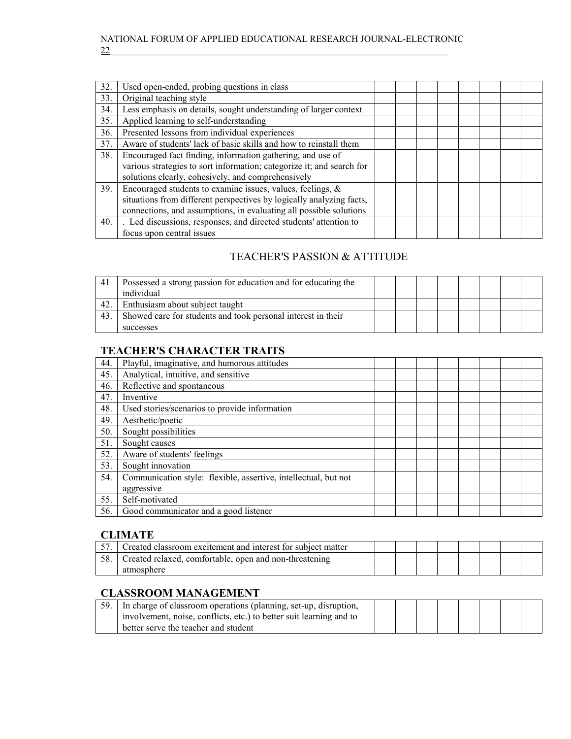| | | | | | | | | | |
|---|---|---|---|---|---|---|---|---|---|
| 32. | Used open-ended, probing questions in class | | | | | | | | |
| 33. | Original teaching style | | | | | | | | |
| 34. | Less emphasis on details, sought understanding of larger context | | | | | | | | |
| 35. | Applied learning to self-understanding | | | | | | | | |
| 36. | Presented lessons from individual experiences | | | | | | | | |
| 37. | Aware of students' lack of basic skills and how to reinstall them | | | | | | | | |
| 38. | Encouraged fact finding, information gathering, and use of various strategies to sort information; categorize it; and search for solutions clearly, cohesively, and comprehensively | | | | | | | | |
| 39. | Encouraged students to examine issues, values, feelings, & situations from different perspectives by logically analyzing facts, connections, and assumptions, in evaluating all possible solutions | | | | | | | | |
| 40. | . Led discussions, responses, and directed students' attention to focus upon central issues | | | | | | | | |

## TEACHER'S PASSION & ATTITUDE

| | | | | | | | | | |
|---|---|---|---|---|---|---|---|---|---|
| 41 | Possessed a strong passion for education and for educating the individual | | | | | | | | |
| 42. | Enthusiasm about subject taught | | | | | | | | |
| 43. | Showed care for students and took personal interest in their successes | | | | | | | | |

## TEACHER'S CHARACTER TRAITS

| | | | | | | | | | |
|---|---|---|---|---|---|---|---|---|---|
| 44. | Playful, imaginative, and humorous attitudes | | | | | | | | |
| 45. | Analytical, intuitive, and sensitive | | | | | | | | |
| 46. | Reflective and spontaneous | | | | | | | | |
| 47. | Inventive | | | | | | | | |
| 48. | Used stories/scenarios to provide information | | | | | | | | |
| 49. | Aesthetic/poetic | | | | | | | | |
| 50. | Sought possibilities | | | | | | | | |
| 51. | Sought causes | | | | | | | | |
| 52. | Aware of students' feelings | | | | | | | | |
| 53. | Sought innovation | | | | | | | | |
| 54. | Communication style: flexible, assertive, intellectual, but not aggressive | | | | | | | | |
| 55. | Self-motivated | | | | | | | | |
| 56. | Good communicator and a good listener | | | | | | | | |

## CLIMATE

| | | | | | | | | | |
|---|---|---|---|---|---|---|---|---|---|
| 57. | Created classroom excitement and interest for subject matter | | | | | | | | |
| 58. | Created relaxed, comfortable, open and non-threatening atmosphere | | | | | | | | |

## CLASSROOM MANAGEMENT

| | | | | | | | | | |
|---|---|---|---|---|---|---|---|---|---|
| 59. | In charge of classroom operations (planning, set-up, disruption, involvement, noise, conflicts, etc.) to better suit learning and to better serve the teacher and student | | | | | | | | |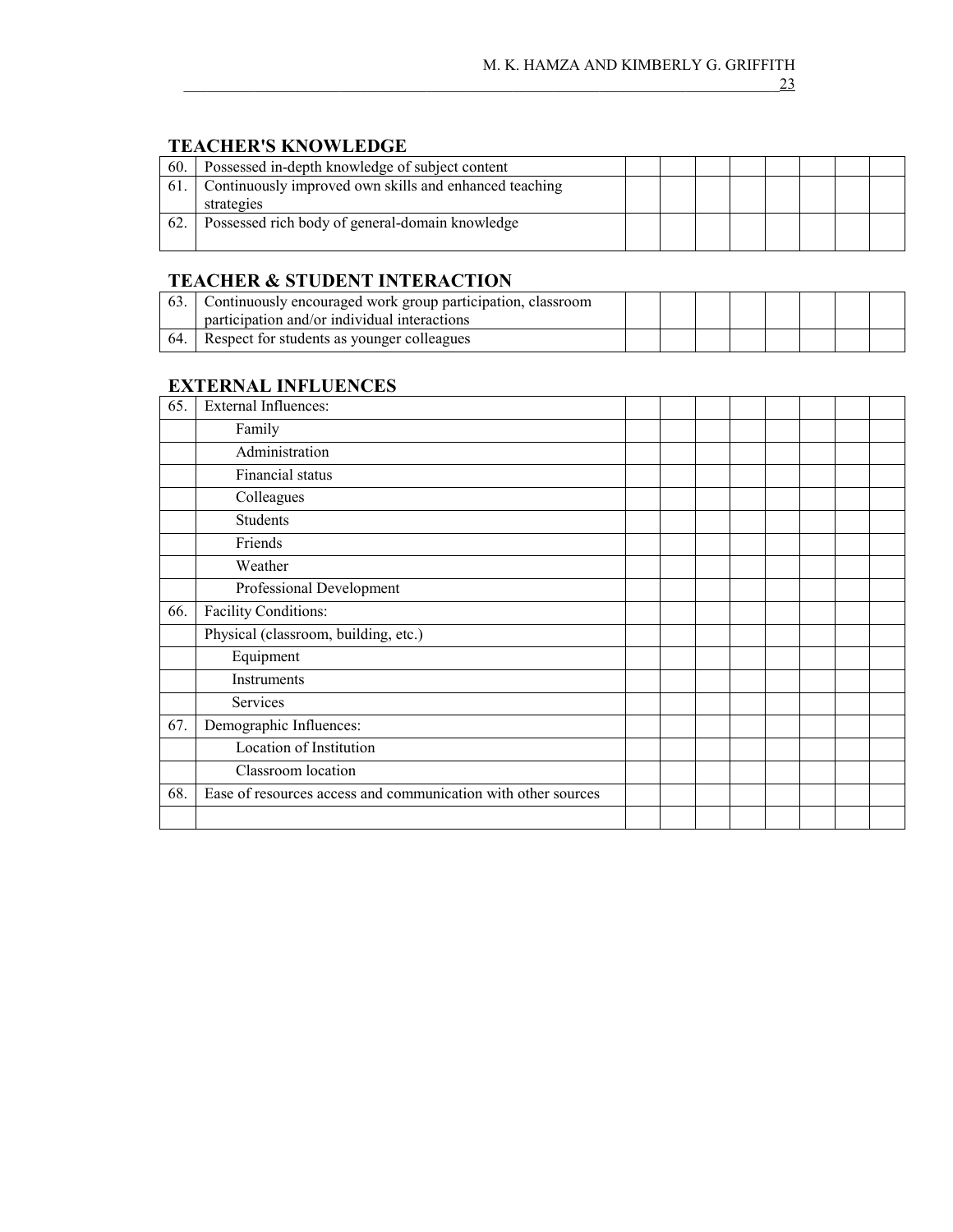## TEACHER'S KNOWLEDGE

| | | | | | | | | | |
|---|---|---|---|---|---|---|---|---|---|
| 60. | Possessed in-depth knowledge of subject content | | | | | | | | |
| 61. | Continuously improved own skills and enhanced teaching strategies | | | | | | | | |
| 62. | Possessed rich body of general-domain knowledge | | | | | | | | |

## TEACHER & STUDENT INTERACTION

| | | | | | | | | | |
|---|---|---|---|---|---|---|---|---|---|
| 63. | Continuously encouraged work group participation, classroom participation and/or individual interactions | | | | | | | | |
| 64. | Respect for students as younger colleagues | | | | | | | | |

## EXTERNAL INFLUENCES

| | | | | | | | | | |
|---|---|---|---|---|---|---|---|---|---|
| 65. | External Influences: | | | | | | | | |
| | Family | | | | | | | | |
| | Administration | | | | | | | | |
| | Financial status | | | | | | | | |
| | Colleagues | | | | | | | | |
| | Students | | | | | | | | |
| | Friends | | | | | | | | |
| | Weather | | | | | | | | |
| | Professional Development | | | | | | | | |
| 66. | Facility Conditions: | | | | | | | | |
| | Physical (classroom, building, etc.) | | | | | | | | |
| | Equipment | | | | | | | | |
| | Instruments | | | | | | | | |
| | Services | | | | | | | | |
| 67. | Demographic Influences: | | | | | | | | |
| | Location of Institution | | | | | | | | |
| | Classroom location | | | | | | | | |
| 68. | Ease of resources access and communication with other sources | | | | | | | | |
| | | | | | | | | | |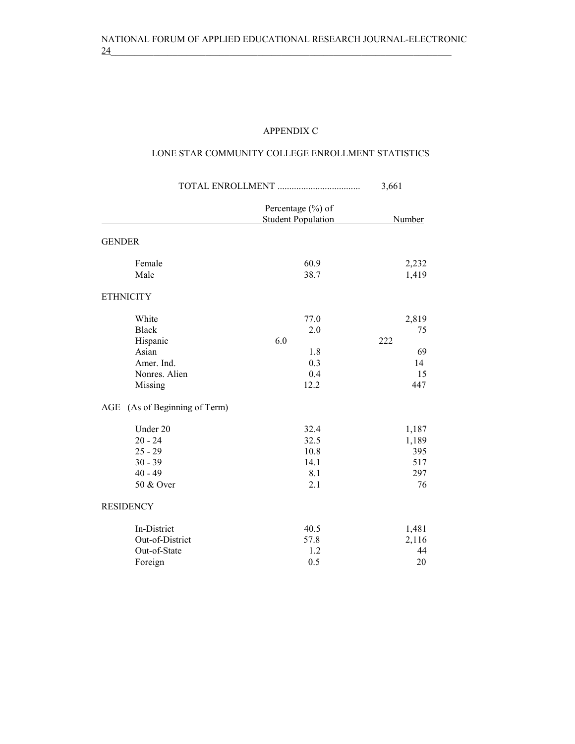# APPENDIX C

## LONE STAR COMMUNITY COLLEGE ENROLLMENT STATISTICS

TOTAL ENROLLMENT .................................. 3,661

| | Percentage (%) of Student Population | Number |
|---|---|---|
| **GENDER** | | |
| Female | 60.9 | 2,232 |
| Male | 38.7 | 1,419 |
| **ETHNICITY** | | |
| White | 77.0 | 2,819 |
| Black | 2.0 | 75 |
| Hispanic | 6.0 | 222 |
| Asian | 1.8 | 69 |
| Amer. Ind. | 0.3 | 14 |
| Nonres. Alien | 0.4 | 15 |
| Missing | 12.2 | 447 |
| **AGE (As of Beginning of Term)** | | |
| Under 20 | 32.4 | 1,187 |
| 20 - 24 | 32.5 | 1,189 |
| 25 - 29 | 10.8 | 395 |
| 30 - 39 | 14.1 | 517 |
| 40 - 49 | 8.1 | 297 |
| 50 & Over | 2.1 | 76 |
| **RESIDENCY** | | |
| In-District | 40.5 | 1,481 |
| Out-of-District | 57.8 | 2,116 |
| Out-of-State | 1.2 | 44 |
| Foreign | 0.5 | 20 |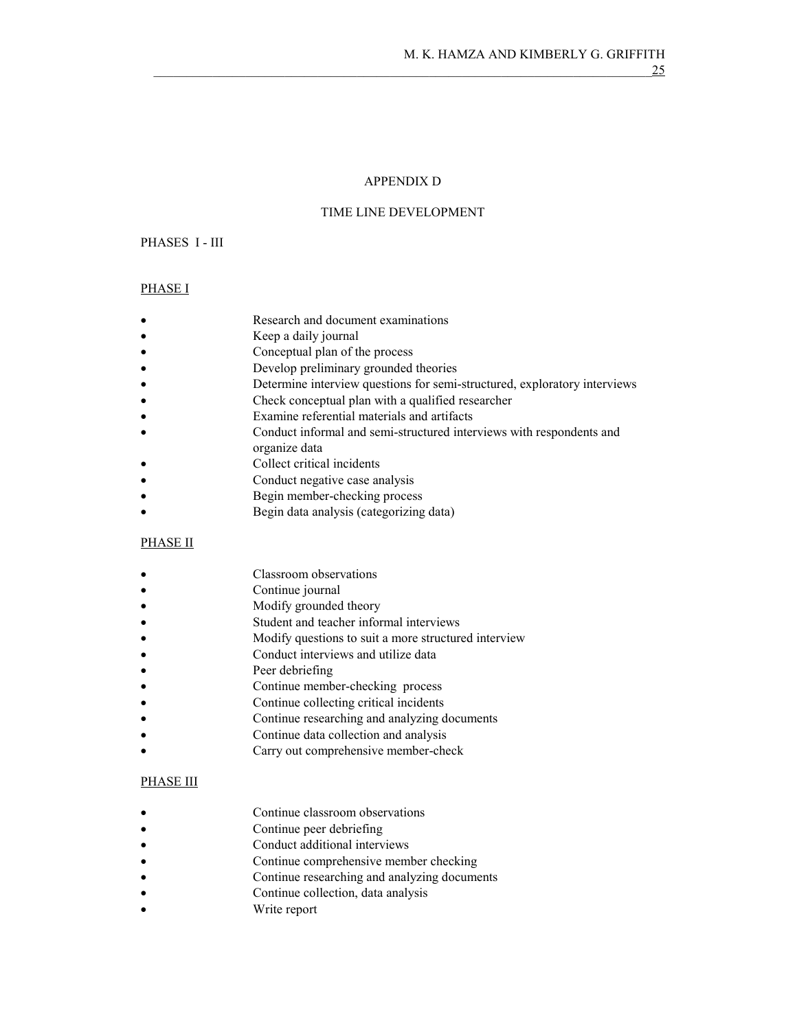# APPENDIX D

## TIME LINE DEVELOPMENT

PHASES I - III

### PHASE I

- Research and document examinations
- Keep a daily journal
- Conceptual plan of the process
- Develop preliminary grounded theories
- Determine interview questions for semi-structured, exploratory interviews
- Check conceptual plan with a qualified researcher
- Examine referential materials and artifacts
- Conduct informal and semi-structured interviews with respondents and organize data
- Collect critical incidents
- Conduct negative case analysis
- Begin member-checking process
- Begin data analysis (categorizing data)

### PHASE II

- Classroom observations
- Continue journal
- Modify grounded theory
- Student and teacher informal interviews
- Modify questions to suit a more structured interview
- Conduct interviews and utilize data
- Peer debriefing
- Continue member-checking process
- Continue collecting critical incidents
- Continue researching and analyzing documents
- Continue data collection and analysis
- Carry out comprehensive member-check

### PHASE III

- Continue classroom observations
- Continue peer debriefing
- Conduct additional interviews
- Continue comprehensive member checking
- Continue researching and analyzing documents
- Continue collection, data analysis
- Write report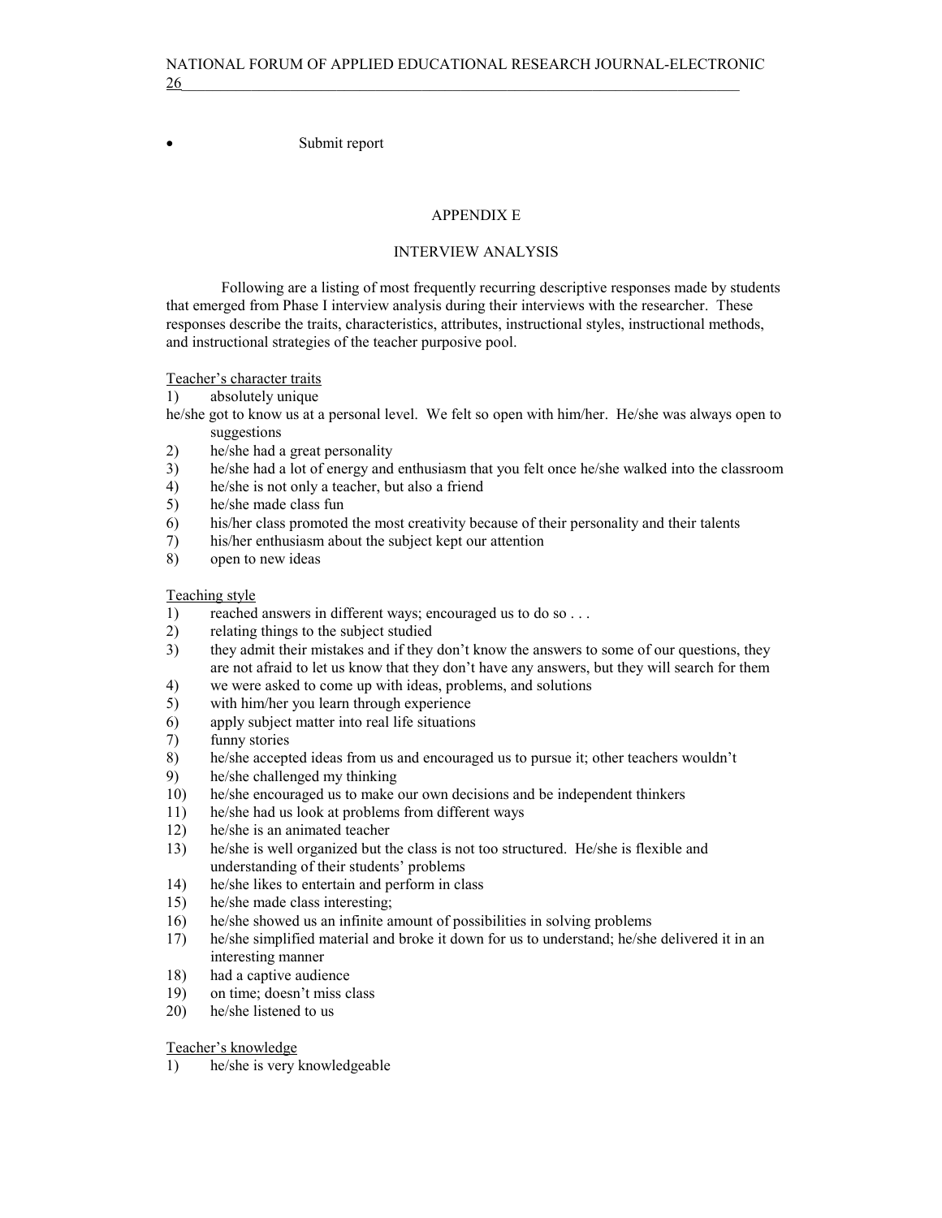- Submit report

## APPENDIX E

## INTERVIEW ANALYSIS

Following are a listing of most frequently recurring descriptive responses made by students that emerged from Phase I interview analysis during their interviews with the researcher. These responses describe the traits, characteristics, attributes, instructional styles, instructional methods, and instructional strategies of the teacher purposive pool.

Teacher's character traits

1) absolutely unique

he/she got to know us at a personal level. We felt so open with him/her. He/she was always open to suggestions

2) he/she had a great personality
3) he/she had a lot of energy and enthusiasm that you felt once he/she walked into the classroom
4) he/she is not only a teacher, but also a friend
5) he/she made class fun
6) his/her class promoted the most creativity because of their personality and their talents
7) his/her enthusiasm about the subject kept our attention
8) open to new ideas

Teaching style

1) reached answers in different ways; encouraged us to do so . . .
2) relating things to the subject studied
3) they admit their mistakes and if they don't know the answers to some of our questions, they are not afraid to let us know that they don't have any answers, but they will search for them
4) we were asked to come up with ideas, problems, and solutions
5) with him/her you learn through experience
6) apply subject matter into real life situations
7) funny stories
8) he/she accepted ideas from us and encouraged us to pursue it; other teachers wouldn't
9) he/she challenged my thinking
10) he/she encouraged us to make our own decisions and be independent thinkers
11) he/she had us look at problems from different ways
12) he/she is an animated teacher
13) he/she is well organized but the class is not too structured. He/she is flexible and understanding of their students' problems
14) he/she likes to entertain and perform in class
15) he/she made class interesting;
16) he/she showed us an infinite amount of possibilities in solving problems
17) he/she simplified material and broke it down for us to understand; he/she delivered it in an interesting manner
18) had a captive audience
19) on time; doesn't miss class
20) he/she listened to us

Teacher's knowledge

1) he/she is very knowledgeable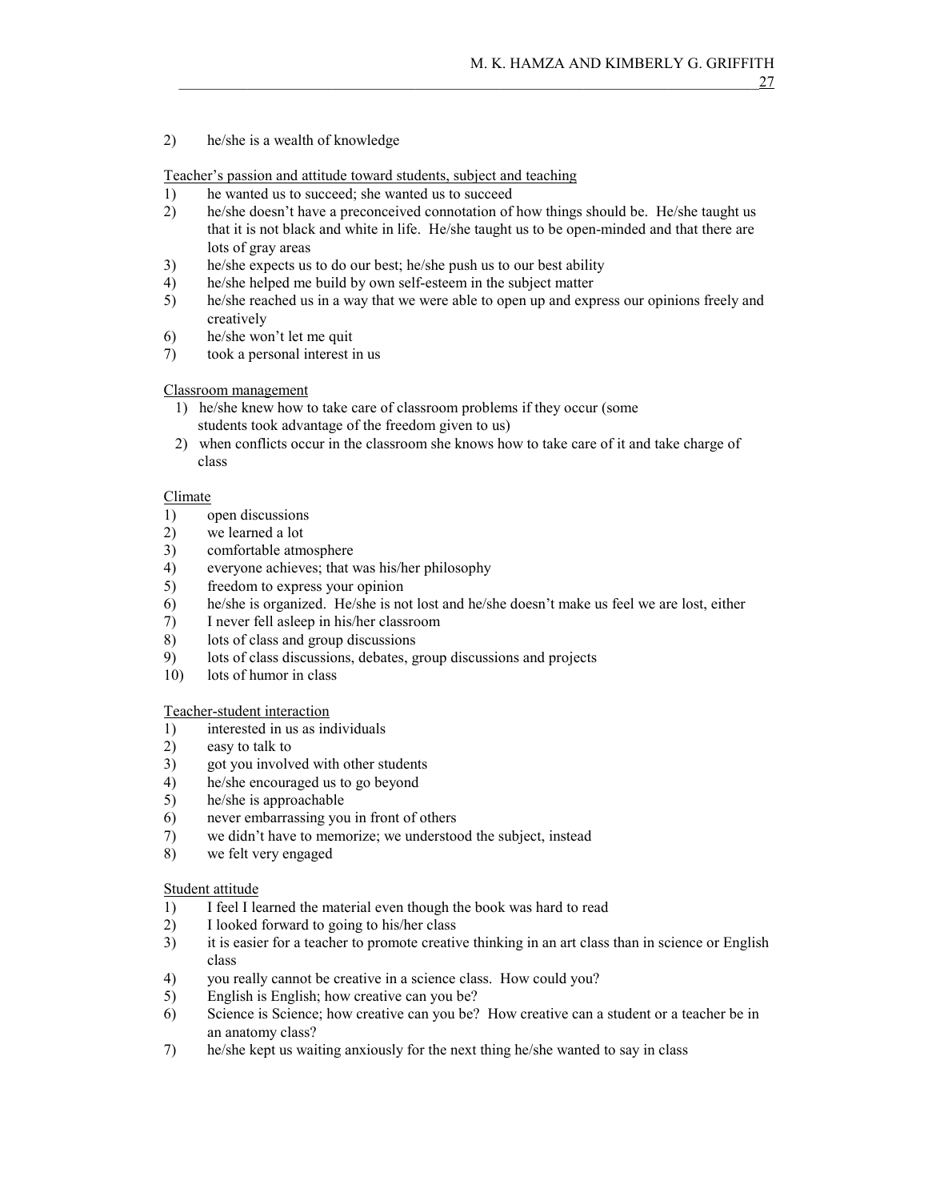2) he/she is a wealth of knowledge

<u>Teacher's passion and attitude toward students, subject and teaching</u>

1) he wanted us to succeed; she wanted us to succeed
2) he/she doesn't have a preconceived connotation of how things should be. He/she taught us that it is not black and white in life. He/she taught us to be open-minded and that there are lots of gray areas
3) he/she expects us to do our best; he/she push us to our best ability
4) he/she helped me build by own self-esteem in the subject matter
5) he/she reached us in a way that we were able to open up and express our opinions freely and creatively
6) he/she won't let me quit
7) took a personal interest in us

<u>Classroom management</u>

1) he/she knew how to take care of classroom problems if they occur (some students took advantage of the freedom given to us)
2) when conflicts occur in the classroom she knows how to take care of it and take charge of class

<u>Climate</u>

1) open discussions
2) we learned a lot
3) comfortable atmosphere
4) everyone achieves; that was his/her philosophy
5) freedom to express your opinion
6) he/she is organized. He/she is not lost and he/she doesn't make us feel we are lost, either
7) I never fell asleep in his/her classroom
8) lots of class and group discussions
9) lots of class discussions, debates, group discussions and projects
10) lots of humor in class

<u>Teacher-student interaction</u>

1) interested in us as individuals
2) easy to talk to
3) got you involved with other students
4) he/she encouraged us to go beyond
5) he/she is approachable
6) never embarrassing you in front of others
7) we didn't have to memorize; we understood the subject, instead
8) we felt very engaged

<u>Student attitude</u>

1) I feel I learned the material even though the book was hard to read
2) I looked forward to going to his/her class
3) it is easier for a teacher to promote creative thinking in an art class than in science or English class
4) you really cannot be creative in a science class. How could you?
5) English is English; how creative can you be?
6) Science is Science; how creative can you be? How creative can a student or a teacher be in an anatomy class?
7) he/she kept us waiting anxiously for the next thing he/she wanted to say in class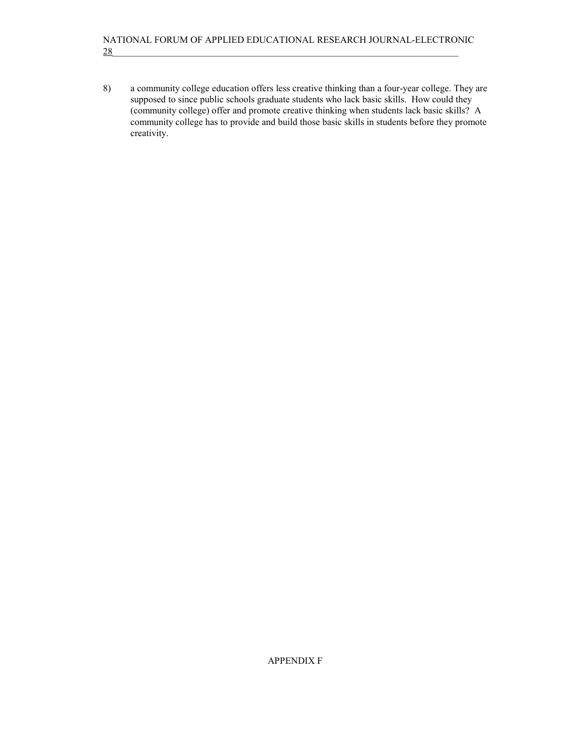8) a community college education offers less creative thinking than a four-year college. They are supposed to since public schools graduate students who lack basic skills. How could they (community college) offer and promote creative thinking when students lack basic skills? A community college has to provide and build those basic skills in students before they promote creativity.

APPENDIX F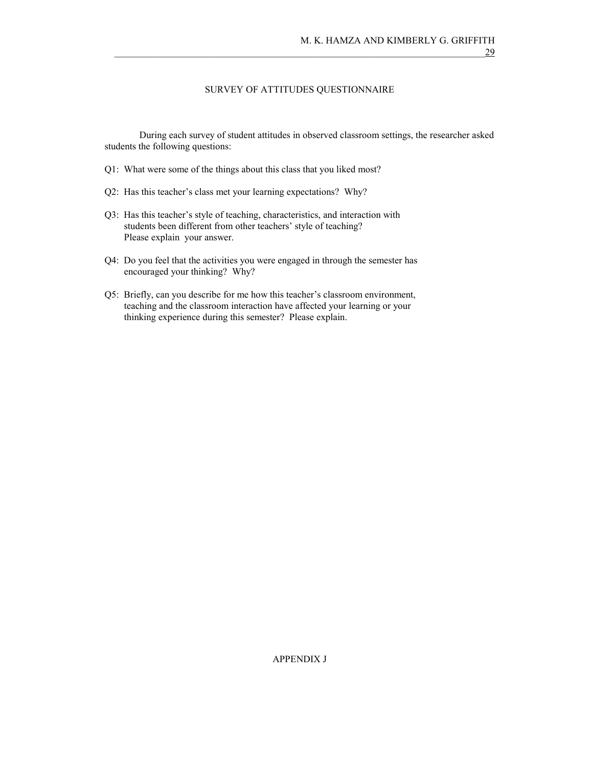## SURVEY OF ATTITUDES QUESTIONNAIRE

During each survey of student attitudes in observed classroom settings, the researcher asked students the following questions:

Q1: What were some of the things about this class that you liked most?

Q2: Has this teacher's class met your learning expectations? Why?

Q3: Has this teacher's style of teaching, characteristics, and interaction with students been different from other teachers' style of teaching? Please explain your answer.

Q4: Do you feel that the activities you were engaged in through the semester has encouraged your thinking? Why?

Q5: Briefly, can you describe for me how this teacher's classroom environment, teaching and the classroom interaction have affected your learning or your thinking experience during this semester? Please explain.

APPENDIX J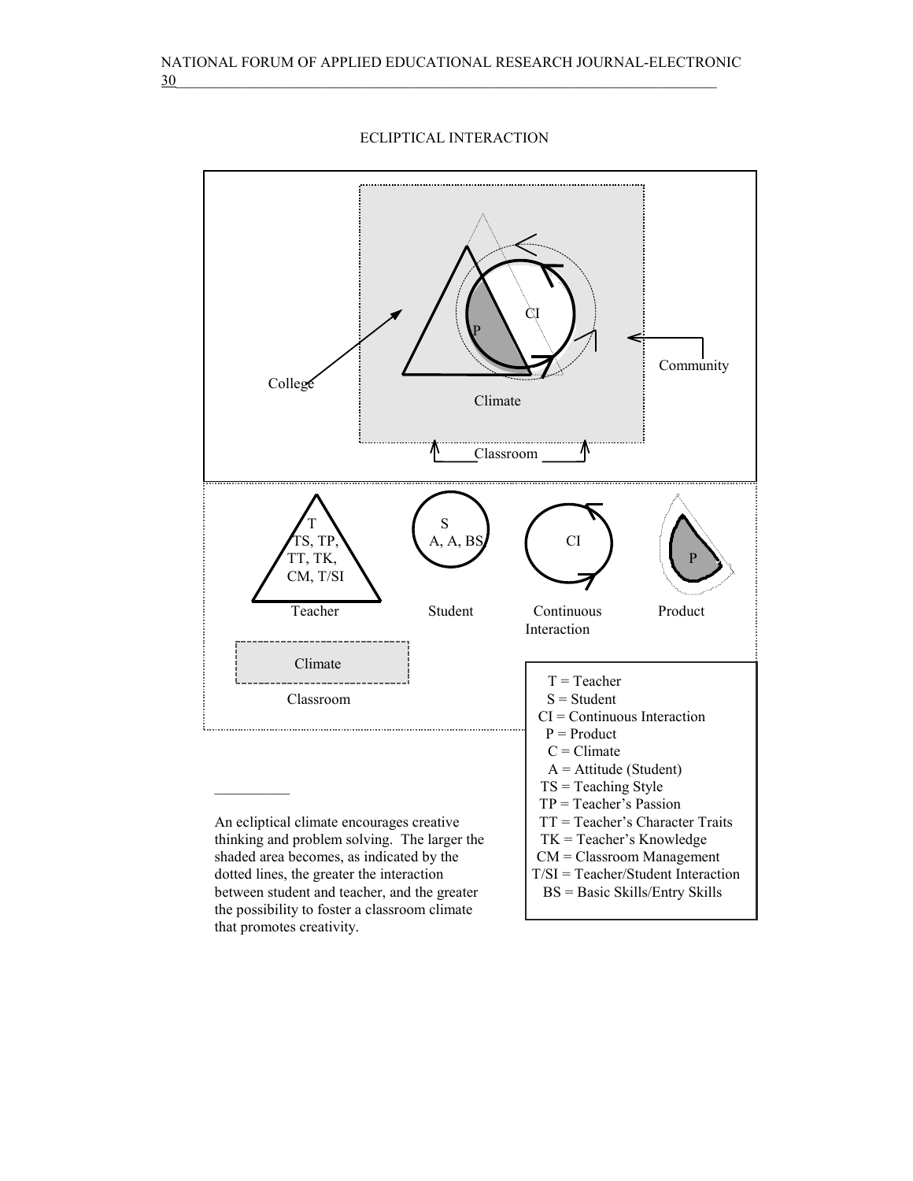ECLIPTICAL INTERACTION

CI

P

College

Community

Climate

Classroom

T
TS, TP,
TT, TK,
CM, T/SI

Teacher

S
A, A, BS

Student

CI

Continuous Interaction

P

Product

Climate

Classroom

T = Teacher
S = Student
CI = Continuous Interaction
P = Product
C = Climate
A = Attitude (Student)
TS = Teaching Style
TP = Teacher's Passion
TT = Teacher's Character Traits
TK = Teacher's Knowledge
CM = Classroom Management
T/SI = Teacher/Student Interaction
BS = Basic Skills/Entry Skills

---

An ecliptical climate encourages creative thinking and problem solving. The larger the shaded area becomes, as indicated by the dotted lines, the greater the interaction between student and teacher, and the greater the possibility to foster a classroom climate that promotes creativity.